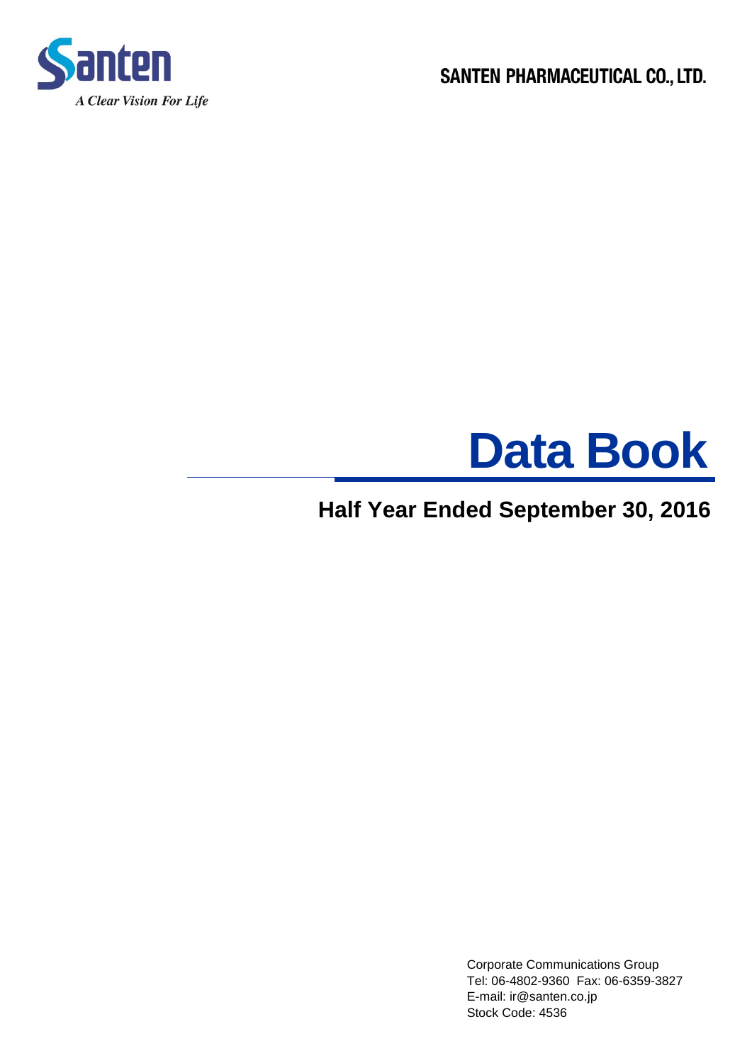Santen

*A Clear Vision For Life*

SANTEN PHARMACEUTICAL CO., LTD.

# Data Book

## Half Year Ended September 30, 2016

Corporate Communications Group
Tel: 06-4802-9360 Fax: 06-6359-3827
E-mail: ir@santen.co.jp
Stock Code: 4536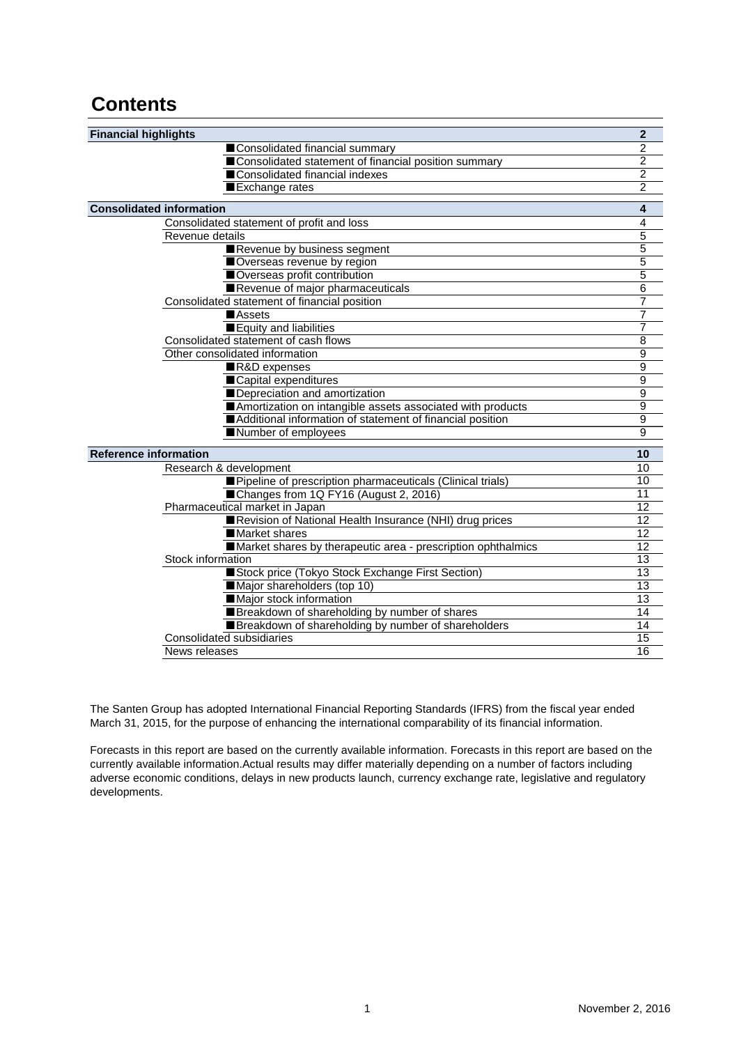# Contents

| Section | | Page |
|---|---|---|
| **Financial highlights** | | **2** |
| | ■Consolidated financial summary | 2 |
| | ■Consolidated statement of financial position summary | 2 |
| | ■Consolidated financial indexes | 2 |
| | ■Exchange rates | 2 |
| **Consolidated information** | | **4** |
| Consolidated statement of profit and loss | | 4 |
| Revenue details | | 5 |
| | ■Revenue by business segment | 5 |
| | ■Overseas revenue by region | 5 |
| | ■Overseas profit contribution | 5 |
| | ■Revenue of major pharmaceuticals | 6 |
| Consolidated statement of financial position | | 7 |
| | ■Assets | 7 |
| | ■Equity and liabilities | 7 |
| Consolidated statement of cash flows | | 8 |
| Other consolidated information | | 9 |
| | ■R&D expenses | 9 |
| | ■Capital expenditures | 9 |
| | ■Depreciation and amortization | 9 |
| | ■Amortization on intangible assets associated with products | 9 |
| | ■Additional information of statement of financial position | 9 |
| | ■Number of employees | 9 |
| **Reference information** | | **10** |
| Research & development | | 10 |
| | ■Pipeline of prescription pharmaceuticals (Clinical trials) | 10 |
| | ■Changes from 1Q FY16 (August 2, 2016) | 11 |
| Pharmaceutical market in Japan | | 12 |
| | ■Revision of National Health Insurance (NHI) drug prices | 12 |
| | ■Market shares | 12 |
| | ■Market shares by therapeutic area - prescription ophthalmics | 12 |
| Stock information | | 13 |
| | ■Stock price (Tokyo Stock Exchange First Section) | 13 |
| | ■Major shareholders (top 10) | 13 |
| | ■Major stock information | 13 |
| | ■Breakdown of shareholding by number of shares | 14 |
| | ■Breakdown of shareholding by number of shareholders | 14 |
| Consolidated subsidiaries | | 15 |
| News releases | | 16 |

The Santen Group has adopted International Financial Reporting Standards (IFRS) from the fiscal year ended March 31, 2015, for the purpose of enhancing the international comparability of its financial information.

Forecasts in this report are based on the currently available information. Forecasts in this report are based on the currently available information.Actual results may differ materially depending on a number of factors including adverse economic conditions, delays in new products launch, currency exchange rate, legislative and regulatory developments.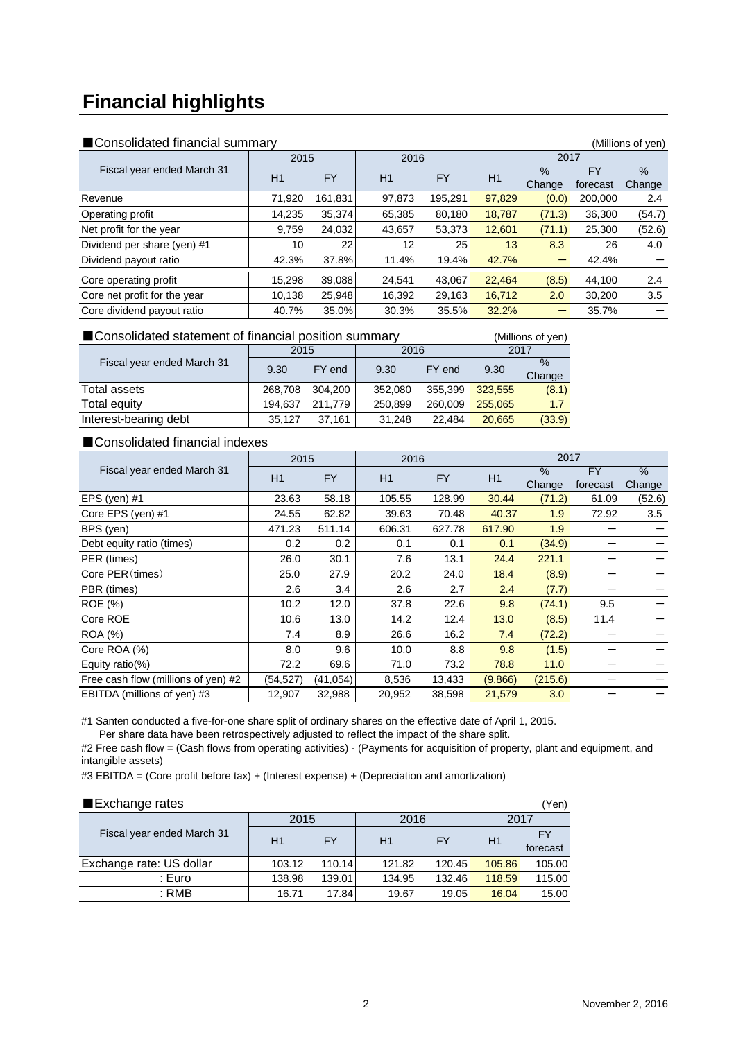# Financial highlights

## ■Consolidated financial summary

(Millions of yen)

| Fiscal year ended March 31 | 2015 | | 2016 | | 2017 | | | |
|---|---|---|---|---|---|---|---|---|
| | H1 | FY | H1 | FY | H1 | % Change | FY forecast | % Change |
| Revenue | 71,920 | 161,831 | 97,873 | 195,291 | 97,829 | (0.0) | 200,000 | 2.4 |
| Operating profit | 14,235 | 35,374 | 65,385 | 80,180 | 18,787 | (71.3) | 36,300 | (54.7) |
| Net profit for the year | 9,759 | 24,032 | 43,657 | 53,373 | 12,601 | (71.1) | 25,300 | (52.6) |
| Dividend per share (yen) #1 | 10 | 22 | 12 | 25 | 13 | 8.3 | 26 | 4.0 |
| Dividend payout ratio | 42.3% | 37.8% | 11.4% | 19.4% | 42.7% | － | 42.4% | － |
| Core operating profit | 15,298 | 39,088 | 24,541 | 43,067 | 22,464 | (8.5) | 44,100 | 2.4 |
| Core net profit for the year | 10,138 | 25,948 | 16,392 | 29,163 | 16,712 | 2.0 | 30,200 | 3.5 |
| Core dividend payout ratio | 40.7% | 35.0% | 30.3% | 35.5% | 32.2% | － | 35.7% | － |

## ■Consolidated statement of financial position summary

(Millions of yen)

| Fiscal year ended March 31 | 2015 | | 2016 | | 2017 | |
|---|---|---|---|---|---|---|
| | 9.30 | FY end | 9.30 | FY end | 9.30 | % Change |
| Total assets | 268,708 | 304,200 | 352,080 | 355,399 | 323,555 | (8.1) |
| Total equity | 194,637 | 211,779 | 250,899 | 260,009 | 255,065 | 1.7 |
| Interest-bearing debt | 35,127 | 37,161 | 31,248 | 22,484 | 20,665 | (33.9) |

## ■Consolidated financial indexes

| Fiscal year ended March 31 | 2015 | | 2016 | | 2017 | | | |
|---|---|---|---|---|---|---|---|---|
| | H1 | FY | H1 | FY | H1 | % Change | FY forecast | % Change |
| EPS (yen) #1 | 23.63 | 58.18 | 105.55 | 128.99 | 30.44 | (71.2) | 61.09 | (52.6) |
| Core EPS (yen) #1 | 24.55 | 62.82 | 39.63 | 70.48 | 40.37 | 1.9 | 72.92 | 3.5 |
| BPS (yen) | 471.23 | 511.14 | 606.31 | 627.78 | 617.90 | 1.9 | － | － |
| Debt equity ratio (times) | 0.2 | 0.2 | 0.1 | 0.1 | 0.1 | (34.9) | － | － |
| PER (times) | 26.0 | 30.1 | 7.6 | 13.1 | 24.4 | 221.1 | － | － |
| Core PER（times） | 25.0 | 27.9 | 20.2 | 24.0 | 18.4 | (8.9) | － | － |
| PBR (times) | 2.6 | 3.4 | 2.6 | 2.7 | 2.4 | (7.7) | － | － |
| ROE (%) | 10.2 | 12.0 | 37.8 | 22.6 | 9.8 | (74.1) | 9.5 | － |
| Core ROE | 10.6 | 13.0 | 14.2 | 12.4 | 13.0 | (8.5) | 11.4 | － |
| ROA (%) | 7.4 | 8.9 | 26.6 | 16.2 | 7.4 | (72.2) | － | － |
| Core ROA (%) | 8.0 | 9.6 | 10.0 | 8.8 | 9.8 | (1.5) | － | － |
| Equity ratio(%) | 72.2 | 69.6 | 71.0 | 73.2 | 78.8 | 11.0 | － | － |
| Free cash flow (millions of yen) #2 | (54,527) | (41,054) | 8,536 | 13,433 | (9,866) | (215.6) | － | － |
| EBITDA (millions of yen) #3 | 12,907 | 32,988 | 20,952 | 38,598 | 21,579 | 3.0 | － | － |

#1 Santen conducted a five-for-one share split of ordinary shares on the effective date of April 1, 2015.
Per share data have been retrospectively adjusted to reflect the impact of the share split.

#2 Free cash flow = (Cash flows from operating activities) - (Payments for acquisition of property, plant and equipment, and intangible assets)

#3 EBITDA = (Core profit before tax) + (Interest expense) + (Depreciation and amortization)

## ■Exchange rates

(Yen)

| Fiscal year ended March 31 | 2015 | | 2016 | | 2017 | |
|---|---|---|---|---|---|---|
| | H1 | FY | H1 | FY | H1 | FY forecast |
| Exchange rate: US dollar | 103.12 | 110.14 | 121.82 | 120.45 | 105.86 | 105.00 |
| : Euro | 138.98 | 139.01 | 134.95 | 132.46 | 118.59 | 115.00 |
| : RMB | 16.71 | 17.84 | 19.67 | 19.05 | 16.04 | 15.00 |

November 2, 2016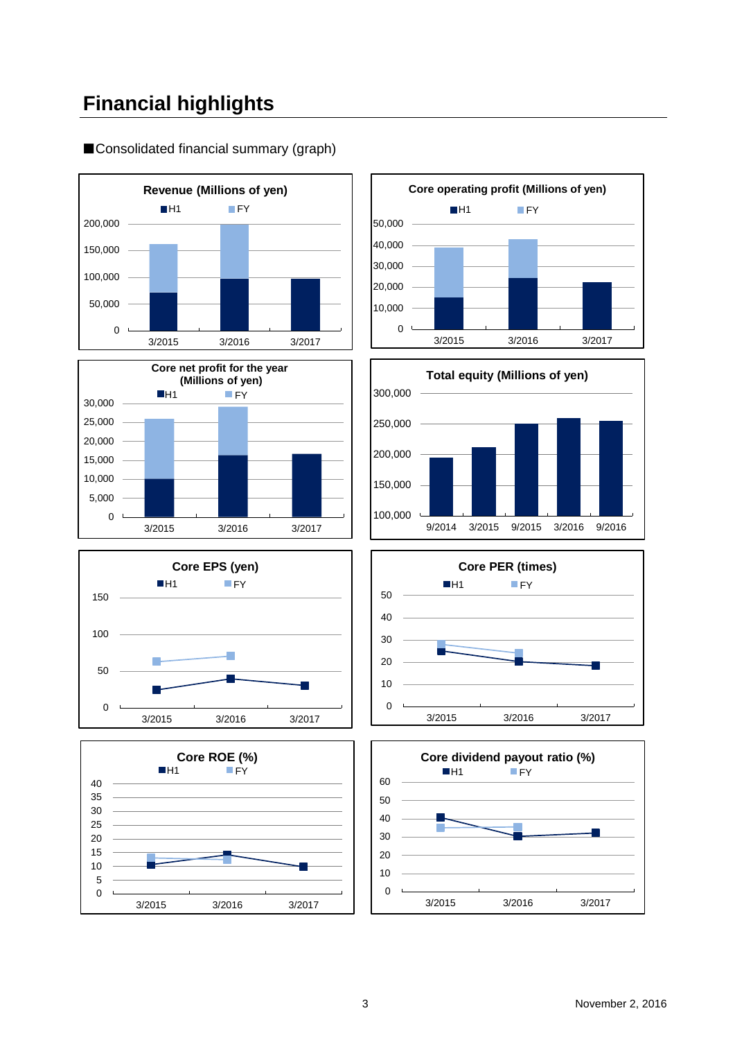# Financial highlights

■Consolidated financial summary (graph)

**Revenue (Millions of yen)**

■H1 ■FY

200,000
150,000
100,000
50,000
0

3/2015 3/2016 3/2017

**Core operating profit (Millions of yen)**

■H1 ■FY

50,000
40,000
30,000
20,000
10,000
0

3/2015 3/2016 3/2017

**Core net profit for the year (Millions of yen)**

■H1 ■FY

30,000
25,000
20,000
15,000
10,000
5,000
0

3/2015 3/2016 3/2017

**Total equity (Millions of yen)**

300,000
250,000
200,000
150,000
100,000

9/2014 3/2015 9/2015 3/2016 9/2016

**Core EPS (yen)**

■H1 ■FY

150
100
50
0

3/2015 3/2016 3/2017

**Core PER (times)**

■H1 ■FY

50
40
30
20
10
0

3/2015 3/2016 3/2017

**Core ROE (%)**

■H1 ■FY

40
35
30
25
20
15
10
5
0

3/2015 3/2016 3/2017

**Core dividend payout ratio (%)**

■H1 ■FY

60
50
40
30
20
10
0

3/2015 3/2016 3/2017

November 2, 2016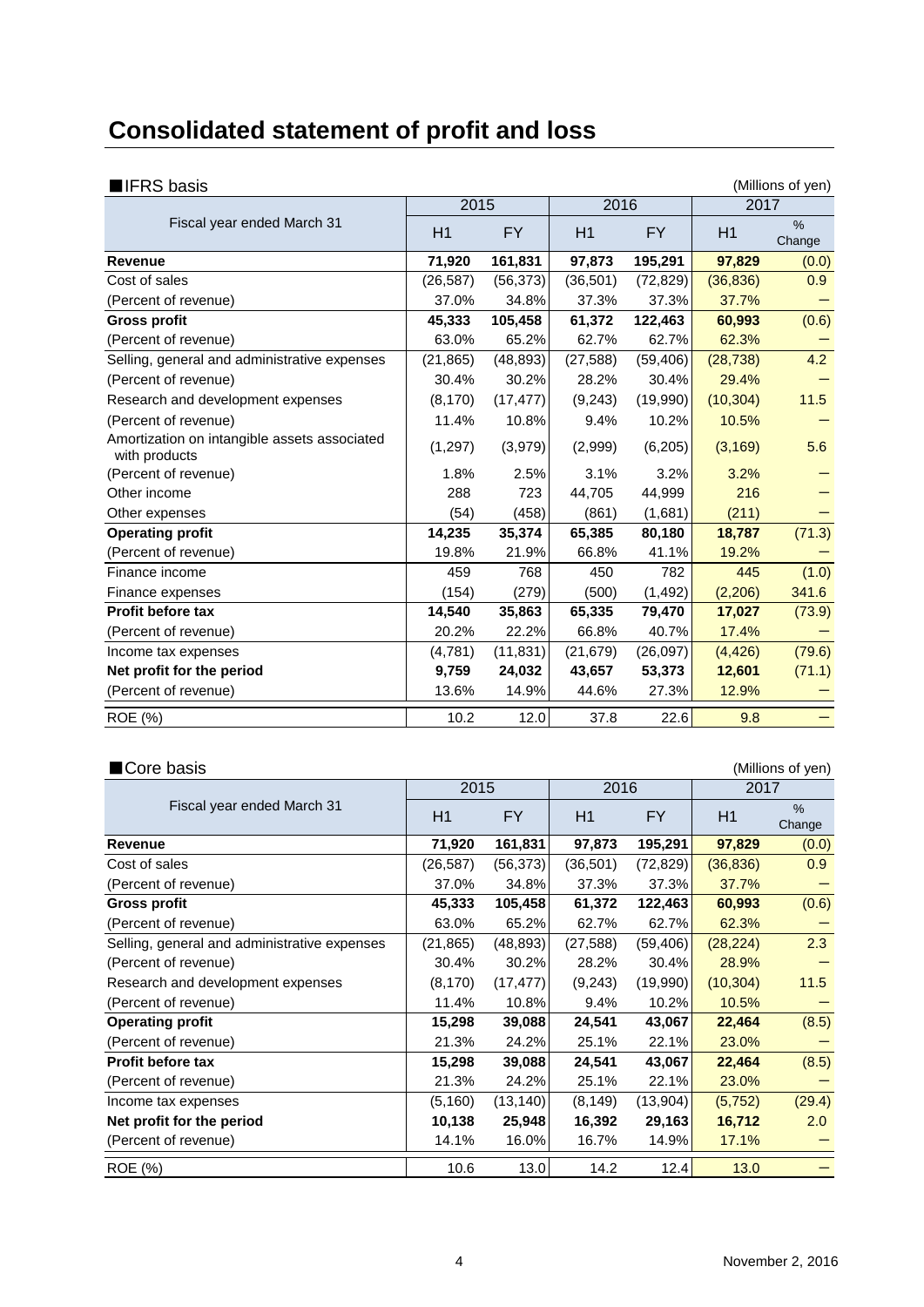# Consolidated statement of profit and loss

■IFRS basis

(Millions of yen)

| Fiscal year ended March 31 | 2015 | | 2016 | | 2017 | |
|---|---|---|---|---|---|---|
| | H1 | FY | H1 | FY | H1 | % Change |
| **Revenue** | **71,920** | **161,831** | **97,873** | **195,291** | **97,829** | (0.0) |
| Cost of sales | (26,587) | (56,373) | (36,501) | (72,829) | (36,836) | 0.9 |
| (Percent of revenue) | 37.0% | 34.8% | 37.3% | 37.3% | 37.7% | ー |
| **Gross profit** | **45,333** | **105,458** | **61,372** | **122,463** | **60,993** | (0.6) |
| (Percent of revenue) | 63.0% | 65.2% | 62.7% | 62.7% | 62.3% | ー |
| Selling, general and administrative expenses | (21,865) | (48,893) | (27,588) | (59,406) | (28,738) | 4.2 |
| (Percent of revenue) | 30.4% | 30.2% | 28.2% | 30.4% | 29.4% | ー |
| Research and development expenses | (8,170) | (17,477) | (9,243) | (19,990) | (10,304) | 11.5 |
| (Percent of revenue) | 11.4% | 10.8% | 9.4% | 10.2% | 10.5% | ー |
| Amortization on intangible assets associated with products | (1,297) | (3,979) | (2,999) | (6,205) | (3,169) | 5.6 |
| (Percent of revenue) | 1.8% | 2.5% | 3.1% | 3.2% | 3.2% | ー |
| Other income | 288 | 723 | 44,705 | 44,999 | 216 | ー |
| Other expenses | (54) | (458) | (861) | (1,681) | (211) | ー |
| **Operating profit** | **14,235** | **35,374** | **65,385** | **80,180** | **18,787** | (71.3) |
| (Percent of revenue) | 19.8% | 21.9% | 66.8% | 41.1% | 19.2% | ー |
| Finance income | 459 | 768 | 450 | 782 | 445 | (1.0) |
| Finance expenses | (154) | (279) | (500) | (1,492) | (2,206) | 341.6 |
| **Profit before tax** | **14,540** | **35,863** | **65,335** | **79,470** | **17,027** | (73.9) |
| (Percent of revenue) | 20.2% | 22.2% | 66.8% | 40.7% | 17.4% | ー |
| Income tax expenses | (4,781) | (11,831) | (21,679) | (26,097) | (4,426) | (79.6) |
| **Net profit for the period** | **9,759** | **24,032** | **43,657** | **53,373** | **12,601** | (71.1) |
| (Percent of revenue) | 13.6% | 14.9% | 44.6% | 27.3% | 12.9% | ー |
| ROE (%) | 10.2 | 12.0 | 37.8 | 22.6 | 9.8 | ー |

■Core basis

(Millions of yen)

| Fiscal year ended March 31 | 2015 | | 2016 | | 2017 | |
|---|---|---|---|---|---|---|
| | H1 | FY | H1 | FY | H1 | % Change |
| **Revenue** | **71,920** | **161,831** | **97,873** | **195,291** | **97,829** | (0.0) |
| Cost of sales | (26,587) | (56,373) | (36,501) | (72,829) | (36,836) | 0.9 |
| (Percent of revenue) | 37.0% | 34.8% | 37.3% | 37.3% | 37.7% | ー |
| **Gross profit** | **45,333** | **105,458** | **61,372** | **122,463** | **60,993** | (0.6) |
| (Percent of revenue) | 63.0% | 65.2% | 62.7% | 62.7% | 62.3% | ー |
| Selling, general and administrative expenses | (21,865) | (48,893) | (27,588) | (59,406) | (28,224) | 2.3 |
| (Percent of revenue) | 30.4% | 30.2% | 28.2% | 30.4% | 28.9% | ー |
| Research and development expenses | (8,170) | (17,477) | (9,243) | (19,990) | (10,304) | 11.5 |
| (Percent of revenue) | 11.4% | 10.8% | 9.4% | 10.2% | 10.5% | ー |
| **Operating profit** | **15,298** | **39,088** | **24,541** | **43,067** | **22,464** | (8.5) |
| (Percent of revenue) | 21.3% | 24.2% | 25.1% | 22.1% | 23.0% | ー |
| **Profit before tax** | **15,298** | **39,088** | **24,541** | **43,067** | **22,464** | (8.5) |
| (Percent of revenue) | 21.3% | 24.2% | 25.1% | 22.1% | 23.0% | ー |
| Income tax expenses | (5,160) | (13,140) | (8,149) | (13,904) | (5,752) | (29.4) |
| **Net profit for the period** | **10,138** | **25,948** | **16,392** | **29,163** | **16,712** | 2.0 |
| (Percent of revenue) | 14.1% | 16.0% | 16.7% | 14.9% | 17.1% | ー |
| ROE (%) | 10.6 | 13.0 | 14.2 | 12.4 | 13.0 | ー |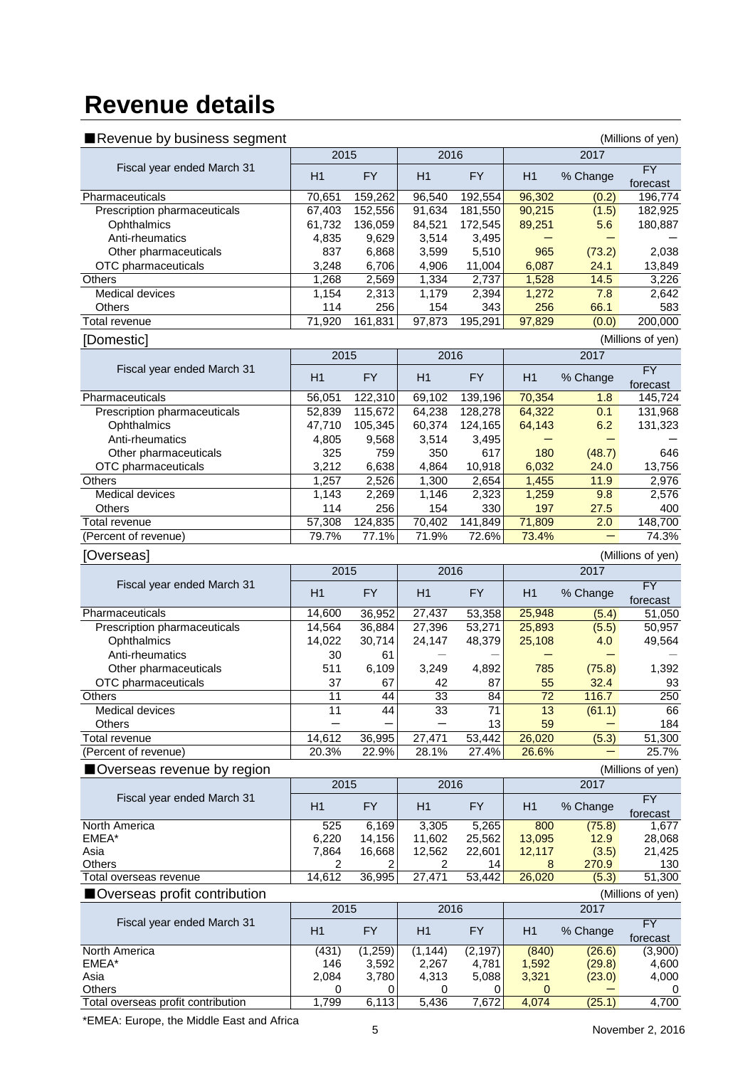# Revenue details

## ■Revenue by business segment

(Millions of yen)

| Fiscal year ended March 31 | 2015 | | 2016 | | 2017 | | |
|---|---|---|---|---|---|---|---|
| | H1 | FY | H1 | FY | H1 | % Change | FY forecast |
| Pharmaceuticals | 70,651 | 159,262 | 96,540 | 192,554 | 96,302 | (0.2) | 196,774 |
| Prescription pharmaceuticals | 67,403 | 152,556 | 91,634 | 181,550 | 90,215 | (1.5) | 182,925 |
| Ophthalmics | 61,732 | 136,059 | 84,521 | 172,545 | 89,251 | 5.6 | 180,887 |
| Anti-rheumatics | 4,835 | 9,629 | 3,514 | 3,495 | ― | ― | ― |
| Other pharmaceuticals | 837 | 6,868 | 3,599 | 5,510 | 965 | (73.2) | 2,038 |
| OTC pharmaceuticals | 3,248 | 6,706 | 4,906 | 11,004 | 6,087 | 24.1 | 13,849 |
| Others | 1,268 | 2,569 | 1,334 | 2,737 | 1,528 | 14.5 | 3,226 |
| Medical devices | 1,154 | 2,313 | 1,179 | 2,394 | 1,272 | 7.8 | 2,642 |
| Others | 114 | 256 | 154 | 343 | 256 | 66.1 | 583 |
| Total revenue | 71,920 | 161,831 | 97,873 | 195,291 | 97,829 | (0.0) | 200,000 |

## [Domestic]

(Millions of yen)

| Fiscal year ended March 31 | 2015 | | 2016 | | 2017 | | |
|---|---|---|---|---|---|---|---|
| | H1 | FY | H1 | FY | H1 | % Change | FY forecast |
| Pharmaceuticals | 56,051 | 122,310 | 69,102 | 139,196 | 70,354 | 1.8 | 145,724 |
| Prescription pharmaceuticals | 52,839 | 115,672 | 64,238 | 128,278 | 64,322 | 0.1 | 131,968 |
| Ophthalmics | 47,710 | 105,345 | 60,374 | 124,165 | 64,143 | 6.2 | 131,323 |
| Anti-rheumatics | 4,805 | 9,568 | 3,514 | 3,495 | ― | ― | ― |
| Other pharmaceuticals | 325 | 759 | 350 | 617 | 180 | (48.7) | 646 |
| OTC pharmaceuticals | 3,212 | 6,638 | 4,864 | 10,918 | 6,032 | 24.0 | 13,756 |
| Others | 1,257 | 2,526 | 1,300 | 2,654 | 1,455 | 11.9 | 2,976 |
| Medical devices | 1,143 | 2,269 | 1,146 | 2,323 | 1,259 | 9.8 | 2,576 |
| Others | 114 | 256 | 154 | 330 | 197 | 27.5 | 400 |
| Total revenue | 57,308 | 124,835 | 70,402 | 141,849 | 71,809 | 2.0 | 148,700 |
| (Percent of revenue) | 79.7% | 77.1% | 71.9% | 72.6% | 73.4% | ― | 74.3% |

## [Overseas]

(Millions of yen)

| Fiscal year ended March 31 | 2015 | | 2016 | | 2017 | | |
|---|---|---|---|---|---|---|---|
| | H1 | FY | H1 | FY | H1 | % Change | FY forecast |
| Pharmaceuticals | 14,600 | 36,952 | 27,437 | 53,358 | 25,948 | (5.4) | 51,050 |
| Prescription pharmaceuticals | 14,564 | 36,884 | 27,396 | 53,271 | 25,893 | (5.5) | 50,957 |
| Ophthalmics | 14,022 | 30,714 | 24,147 | 48,379 | 25,108 | 4.0 | 49,564 |
| Anti-rheumatics | 30 | 61 | ― | ― | ― | ― | ― |
| Other pharmaceuticals | 511 | 6,109 | 3,249 | 4,892 | 785 | (75.8) | 1,392 |
| OTC pharmaceuticals | 37 | 67 | 42 | 87 | 55 | 32.4 | 93 |
| Others | 11 | 44 | 33 | 84 | 72 | 116.7 | 250 |
| Medical devices | 11 | 44 | 33 | 71 | 13 | (61.1) | 66 |
| Others | ― | ― | ― | 13 | 59 | ― | 184 |
| Total revenue | 14,612 | 36,995 | 27,471 | 53,442 | 26,020 | (5.3) | 51,300 |
| (Percent of revenue) | 20.3% | 22.9% | 28.1% | 27.4% | 26.6% | ― | 25.7% |

## ■Overseas revenue by region

(Millions of yen)

| Fiscal year ended March 31 | 2015 | | 2016 | | 2017 | | |
|---|---|---|---|---|---|---|---|
| | H1 | FY | H1 | FY | H1 | % Change | FY forecast |
| North America | 525 | 6,169 | 3,305 | 5,265 | 800 | (75.8) | 1,677 |
| EMEA* | 6,220 | 14,156 | 11,602 | 25,562 | 13,095 | 12.9 | 28,068 |
| Asia | 7,864 | 16,668 | 12,562 | 22,601 | 12,117 | (3.5) | 21,425 |
| Others | 2 | 2 | 2 | 14 | 8 | 270.9 | 130 |
| Total overseas revenue | 14,612 | 36,995 | 27,471 | 53,442 | 26,020 | (5.3) | 51,300 |

## ■Overseas profit contribution

(Millions of yen)

| Fiscal year ended March 31 | 2015 | | 2016 | | 2017 | | |
|---|---|---|---|---|---|---|---|
| | H1 | FY | H1 | FY | H1 | % Change | FY forecast |
| North America | (431) | (1,259) | (1,144) | (2,197) | (840) | (26.6) | (3,900) |
| EMEA* | 146 | 3,592 | 2,267 | 4,781 | 1,592 | (29.8) | 4,600 |
| Asia | 2,084 | 3,780 | 4,313 | 5,088 | 3,321 | (23.0) | 4,000 |
| Others | 0 | 0 | 0 | 0 | 0 | ― | 0 |
| Total overseas profit contribution | 1,799 | 6,113 | 5,436 | 7,672 | 4,074 | (25.1) | 4,700 |

*EMEA: Europe, the Middle East and Africa

November 2, 2016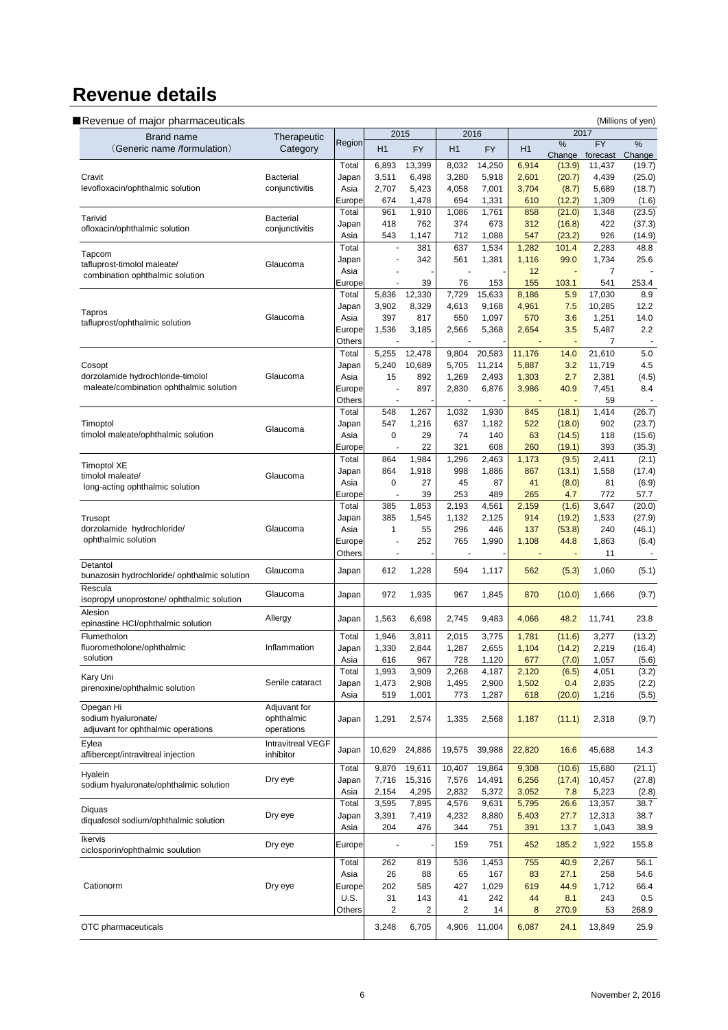# Revenue details

■Revenue of major pharmaceuticals (Millions of yen)

| Brand name (Generic name /formulation) | Therapeutic Category | Region | 2015 | | 2016 | | 2017 | | | |
|---|---|---|---|---|---|---|---|---|---|---|
| | | | H1 | FY | H1 | FY | H1 | % Change | FY forecast | % Change |
| Cravit levofloxacin/ophthalmic solution | Bacterial conjunctivitis | Total | 6,893 | 13,399 | 8,032 | 14,250 | 6,914 | (13.9) | 11,437 | (19.7) |
| | | Japan | 3,511 | 6,498 | 3,280 | 5,918 | 2,601 | (20.7) | 4,439 | (25.0) |
| | | Asia | 2,707 | 5,423 | 4,058 | 7,001 | 3,704 | (8.7) | 5,689 | (18.7) |
| | | Europe | 674 | 1,478 | 694 | 1,331 | 610 | (12.2) | 1,309 | (1.6) |
| Tarivid ofloxacin/ophthalmic solution | Bacterial conjunctivitis | Total | 961 | 1,910 | 1,086 | 1,761 | 858 | (21.0) | 1,348 | (23.5) |
| | | Japan | 418 | 762 | 374 | 673 | 312 | (16.8) | 422 | (37.3) |
| | | Asia | 543 | 1,147 | 712 | 1,088 | 547 | (23.2) | 926 | (14.9) |
| Tapcom tafluprost-timolol maleate/ combination ophthalmic solution | Glaucoma | Total | - | 381 | 637 | 1,534 | 1,282 | 101.4 | 2,283 | 48.8 |
| | | Japan | - | 342 | 561 | 1,381 | 1,116 | 99.0 | 1,734 | 25.6 |
| | | Asia | - | - | - | - | 12 | - | 7 | - |
| | | Europe | - | 39 | 76 | 153 | 155 | 103.1 | 541 | 253.4 |
| Tapros tafluprost/ophthalmic solution | Glaucoma | Total | 5,836 | 12,330 | 7,729 | 15,633 | 8,186 | 5.9 | 17,030 | 8.9 |
| | | Japan | 3,902 | 8,329 | 4,613 | 9,168 | 4,961 | 7.5 | 10,285 | 12.2 |
| | | Asia | 397 | 817 | 550 | 1,097 | 570 | 3.6 | 1,251 | 14.0 |
| | | Europe | 1,536 | 3,185 | 2,566 | 5,368 | 2,654 | 3.5 | 5,487 | 2.2 |
| | | Others | - | - | - | - | - | - | 7 | - |
| Cosopt dorzolamide hydrochloride-timolol maleate/combination ophthalmic solution | Glaucoma | Total | 5,255 | 12,478 | 9,804 | 20,583 | 11,176 | 14.0 | 21,610 | 5.0 |
| | | Japan | 5,240 | 10,689 | 5,705 | 11,214 | 5,887 | 3.2 | 11,719 | 4.5 |
| | | Asia | 15 | 892 | 1,269 | 2,493 | 1,303 | 2.7 | 2,381 | (4.5) |
| | | Europe | - | 897 | 2,830 | 6,876 | 3,986 | 40.9 | 7,451 | 8.4 |
| | | Others | - | - | - | - | - | - | 59 | - |
| Timoptol timolol maleate/ophthalmic solution | Glaucoma | Total | 548 | 1,267 | 1,032 | 1,930 | 845 | (18.1) | 1,414 | (26.7) |
| | | Japan | 547 | 1,216 | 637 | 1,182 | 522 | (18.0) | 902 | (23.7) |
| | | Asia | 0 | 29 | 74 | 140 | 63 | (14.5) | 118 | (15.6) |
| | | Europe | - | 22 | 321 | 608 | 260 | (19.1) | 393 | (35.3) |
| Timoptol XE timolol maleate/ long-acting ophthalmic solution | Glaucoma | Total | 864 | 1,984 | 1,296 | 2,463 | 1,173 | (9.5) | 2,411 | (2.1) |
| | | Japan | 864 | 1,918 | 998 | 1,886 | 867 | (13.1) | 1,558 | (17.4) |
| | | Asia | 0 | 27 | 45 | 87 | 41 | (8.0) | 81 | (6.9) |
| | | Europe | - | 39 | 253 | 489 | 265 | 4.7 | 772 | 57.7 |
| Trusopt dorzolamide hydrochloride/ ophthalmic solution | Glaucoma | Total | 385 | 1,853 | 2,193 | 4,561 | 2,159 | (1.6) | 3,647 | (20.0) |
| | | Japan | 385 | 1,545 | 1,132 | 2,125 | 914 | (19.2) | 1,533 | (27.9) |
| | | Asia | 1 | 55 | 296 | 446 | 137 | (53.8) | 240 | (46.1) |
| | | Europe | - | 252 | 765 | 1,990 | 1,108 | 44.8 | 1,863 | (6.4) |
| | | Others | - | - | - | - | - | - | 11 | - |
| Detantol bunazosin hydrochloride/ ophthalmic solution | Glaucoma | Japan | 612 | 1,228 | 594 | 1,117 | 562 | (5.3) | 1,060 | (5.1) |
| Rescula isopropyl unoprostone/ ophthalmic solution | Glaucoma | Japan | 972 | 1,935 | 967 | 1,845 | 870 | (10.0) | 1,666 | (9.7) |
| Alesion epinastine HCl/ophthalmic solution | Allergy | Japan | 1,563 | 6,698 | 2,745 | 9,483 | 4,066 | 48.2 | 11,741 | 23.8 |
| Flumetholon fluorometholone/ophthalmic solution | Inflammation | Total | 1,946 | 3,811 | 2,015 | 3,775 | 1,781 | (11.6) | 3,277 | (13.2) |
| | | Japan | 1,330 | 2,844 | 1,287 | 2,655 | 1,104 | (14.2) | 2,219 | (16.4) |
| | | Asia | 616 | 967 | 728 | 1,120 | 677 | (7.0) | 1,057 | (5.6) |
| Kary Uni pirenoxine/ophthalmic solution | Senile cataract | Total | 1,993 | 3,909 | 2,268 | 4,187 | 2,120 | (6.5) | 4,051 | (3.2) |
| | | Japan | 1,473 | 2,908 | 1,495 | 2,900 | 1,502 | 0.4 | 2,835 | (2.2) |
| | | Asia | 519 | 1,001 | 773 | 1,287 | 618 | (20.0) | 1,216 | (5.5) |
| Opegan Hi sodium hyaluronate/ adjuvant for ophthalmic operations | Adjuvant for ophthalmic operations | Japan | 1,291 | 2,574 | 1,335 | 2,568 | 1,187 | (11.1) | 2,318 | (9.7) |
| Eylea aflibercept/intravitreal injection | Intravitreal VEGF inhibitor | Japan | 10,629 | 24,886 | 19,575 | 39,988 | 22,820 | 16.6 | 45,688 | 14.3 |
| Hyalein sodium hyaluronate/ophthalmic solution | Dry eye | Total | 9,870 | 19,611 | 10,407 | 19,864 | 9,308 | (10.6) | 15,680 | (21.1) |
| | | Japan | 7,716 | 15,316 | 7,576 | 14,491 | 6,256 | (17.4) | 10,457 | (27.8) |
| | | Asia | 2,154 | 4,295 | 2,832 | 5,372 | 3,052 | 7.8 | 5,223 | (2.8) |
| Diquas diquafosol sodium/ophthalmic solution | Dry eye | Total | 3,595 | 7,895 | 4,576 | 9,631 | 5,795 | 26.6 | 13,357 | 38.7 |
| | | Japan | 3,391 | 7,419 | 4,232 | 8,880 | 5,403 | 27.7 | 12,313 | 38.7 |
| | | Asia | 204 | 476 | 344 | 751 | 391 | 13.7 | 1,043 | 38.9 |
| Ikervis ciclosporin/ophthalmic soulution | Dry eye | Europe | - | - | 159 | 751 | 452 | 185.2 | 1,922 | 155.8 |
| Cationorm | Dry eye | Total | 262 | 819 | 536 | 1,453 | 755 | 40.9 | 2,267 | 56.1 |
| | | Asia | 26 | 88 | 65 | 167 | 83 | 27.1 | 258 | 54.6 |
| | | Europe | 202 | 585 | 427 | 1,029 | 619 | 44.9 | 1,712 | 66.4 |
| | | U.S. | 31 | 143 | 41 | 242 | 44 | 8.1 | 243 | 0.5 |
| | | Others | 2 | 2 | 2 | 14 | 8 | 270.9 | 53 | 268.9 |
| OTC pharmaceuticals | | | 3,248 | 6,705 | 4,906 | 11,004 | 6,087 | 24.1 | 13,849 | 25.9 |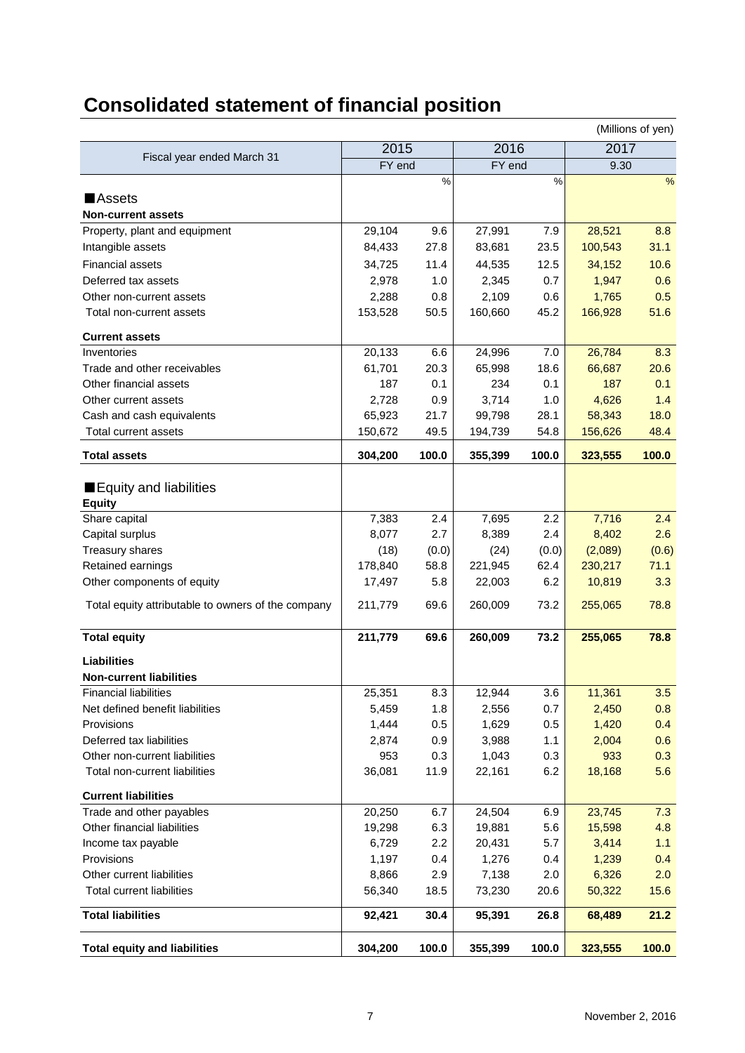# Consolidated statement of financial position

(Millions of yen)

| Fiscal year ended March 31 | 2015 | | 2016 | | 2017 | |
|---|---|---|---|---|---|---|
| | FY end | | FY end | | 9.30 | |
| | | % | | % | | % |
| ■Assets | | | | | | |
| **Non-current assets** | | | | | | |
| Property, plant and equipment | 29,104 | 9.6 | 27,991 | 7.9 | 28,521 | 8.8 |
| Intangible assets | 84,433 | 27.8 | 83,681 | 23.5 | 100,543 | 31.1 |
| Financial assets | 34,725 | 11.4 | 44,535 | 12.5 | 34,152 | 10.6 |
| Deferred tax assets | 2,978 | 1.0 | 2,345 | 0.7 | 1,947 | 0.6 |
| Other non-current assets | 2,288 | 0.8 | 2,109 | 0.6 | 1,765 | 0.5 |
| Total non-current assets | 153,528 | 50.5 | 160,660 | 45.2 | 166,928 | 51.6 |
| **Current assets** | | | | | | |
| Inventories | 20,133 | 6.6 | 24,996 | 7.0 | 26,784 | 8.3 |
| Trade and other receivables | 61,701 | 20.3 | 65,998 | 18.6 | 66,687 | 20.6 |
| Other financial assets | 187 | 0.1 | 234 | 0.1 | 187 | 0.1 |
| Other current assets | 2,728 | 0.9 | 3,714 | 1.0 | 4,626 | 1.4 |
| Cash and cash equivalents | 65,923 | 21.7 | 99,798 | 28.1 | 58,343 | 18.0 |
| Total current assets | 150,672 | 49.5 | 194,739 | 54.8 | 156,626 | 48.4 |
| **Total assets** | **304,200** | **100.0** | **355,399** | **100.0** | **323,555** | **100.0** |
| ■Equity and liabilities | | | | | | |
| **Equity** | | | | | | |
| Share capital | 7,383 | 2.4 | 7,695 | 2.2 | 7,716 | 2.4 |
| Capital surplus | 8,077 | 2.7 | 8,389 | 2.4 | 8,402 | 2.6 |
| Treasury shares | (18) | (0.0) | (24) | (0.0) | (2,089) | (0.6) |
| Retained earnings | 178,840 | 58.8 | 221,945 | 62.4 | 230,217 | 71.1 |
| Other components of equity | 17,497 | 5.8 | 22,003 | 6.2 | 10,819 | 3.3 |
| Total equity attributable to owners of the company | 211,779 | 69.6 | 260,009 | 73.2 | 255,065 | 78.8 |
| **Total equity** | **211,779** | **69.6** | **260,009** | **73.2** | **255,065** | **78.8** |
| **Liabilities** | | | | | | |
| **Non-current liabilities** | | | | | | |
| Financial liabilities | 25,351 | 8.3 | 12,944 | 3.6 | 11,361 | 3.5 |
| Net defined benefit liabilities | 5,459 | 1.8 | 2,556 | 0.7 | 2,450 | 0.8 |
| Provisions | 1,444 | 0.5 | 1,629 | 0.5 | 1,420 | 0.4 |
| Deferred tax liabilities | 2,874 | 0.9 | 3,988 | 1.1 | 2,004 | 0.6 |
| Other non-current liabilities | 953 | 0.3 | 1,043 | 0.3 | 933 | 0.3 |
| Total non-current liabilities | 36,081 | 11.9 | 22,161 | 6.2 | 18,168 | 5.6 |
| **Current liabilities** | | | | | | |
| Trade and other payables | 20,250 | 6.7 | 24,504 | 6.9 | 23,745 | 7.3 |
| Other financial liabilities | 19,298 | 6.3 | 19,881 | 5.6 | 15,598 | 4.8 |
| Income tax payable | 6,729 | 2.2 | 20,431 | 5.7 | 3,414 | 1.1 |
| Provisions | 1,197 | 0.4 | 1,276 | 0.4 | 1,239 | 0.4 |
| Other current liabilities | 8,866 | 2.9 | 7,138 | 2.0 | 6,326 | 2.0 |
| Total current liabilities | 56,340 | 18.5 | 73,230 | 20.6 | 50,322 | 15.6 |
| **Total liabilities** | **92,421** | **30.4** | **95,391** | **26.8** | **68,489** | **21.2** |
| **Total equity and liabilities** | **304,200** | **100.0** | **355,399** | **100.0** | **323,555** | **100.0** |

November 2, 2016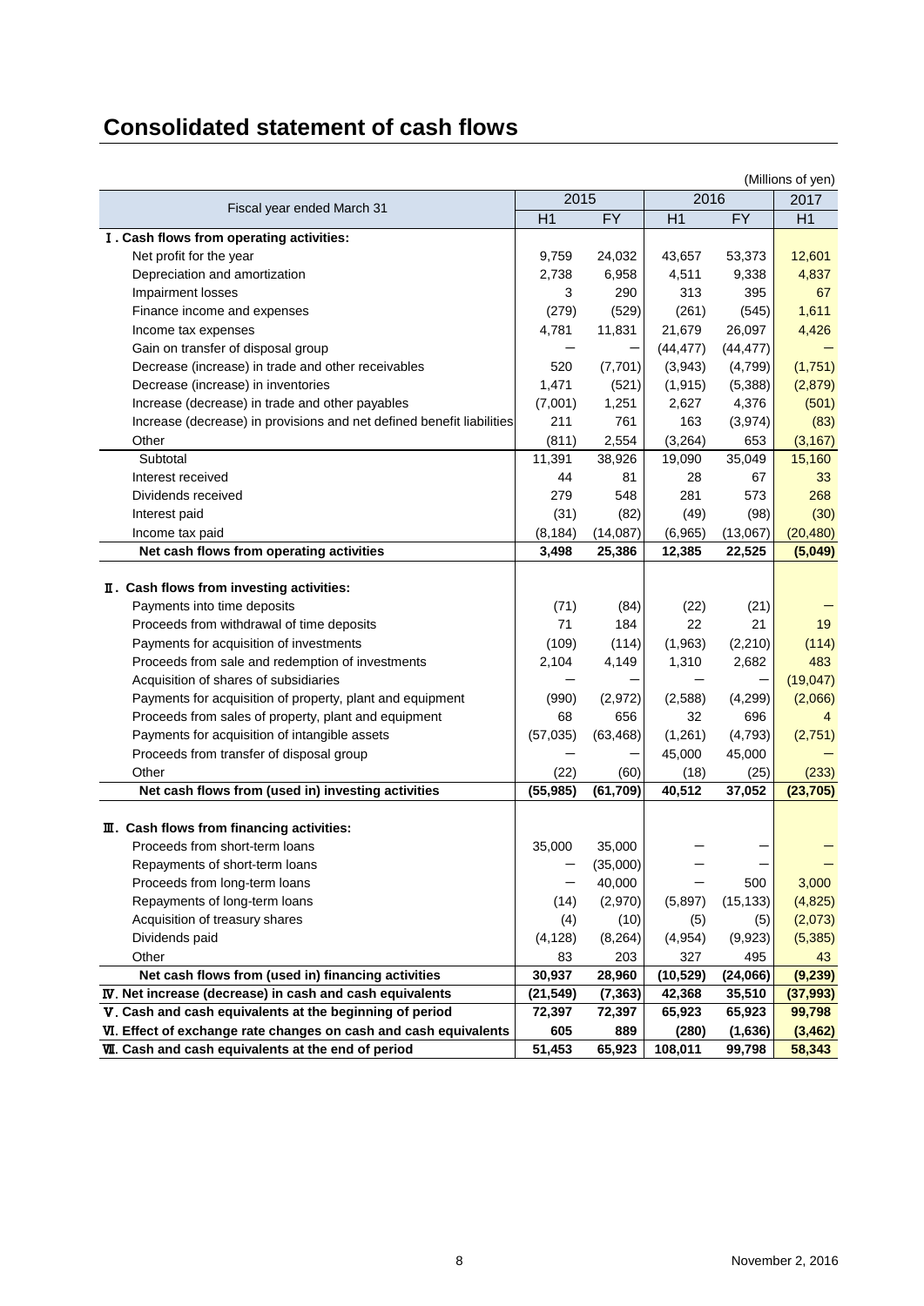# Consolidated statement of cash flows

(Millions of yen)

| Fiscal year ended March 31 | 2015 | | 2016 | | 2017 |
|---|---|---|---|---|---|
| | H1 | FY | H1 | FY | H1 |
| **Ⅰ. Cash flows from operating activities:** | | | | | |
| Net profit for the year | 9,759 | 24,032 | 43,657 | 53,373 | 12,601 |
| Depreciation and amortization | 2,738 | 6,958 | 4,511 | 9,338 | 4,837 |
| Impairment losses | 3 | 290 | 313 | 395 | 67 |
| Finance income and expenses | (279) | (529) | (261) | (545) | 1,611 |
| Income tax expenses | 4,781 | 11,831 | 21,679 | 26,097 | 4,426 |
| Gain on transfer of disposal group | ― | ― | (44,477) | (44,477) | ― |
| Decrease (increase) in trade and other receivables | 520 | (7,701) | (3,943) | (4,799) | (1,751) |
| Decrease (increase) in inventories | 1,471 | (521) | (1,915) | (5,388) | (2,879) |
| Increase (decrease) in trade and other payables | (7,001) | 1,251 | 2,627 | 4,376 | (501) |
| Increase (decrease) in provisions and net defined benefit liabilities | 211 | 761 | 163 | (3,974) | (83) |
| Other | (811) | 2,554 | (3,264) | 653 | (3,167) |
| Subtotal | 11,391 | 38,926 | 19,090 | 35,049 | 15,160 |
| Interest received | 44 | 81 | 28 | 67 | 33 |
| Dividends received | 279 | 548 | 281 | 573 | 268 |
| Interest paid | (31) | (82) | (49) | (98) | (30) |
| Income tax paid | (8,184) | (14,087) | (6,965) | (13,067) | (20,480) |
| **Net cash flows from operating activities** | **3,498** | **25,386** | **12,385** | **22,525** | **(5,049)** |
| **Ⅱ. Cash flows from investing activities:** | | | | | |
| Payments into time deposits | (71) | (84) | (22) | (21) | ― |
| Proceeds from withdrawal of time deposits | 71 | 184 | 22 | 21 | 19 |
| Payments for acquisition of investments | (109) | (114) | (1,963) | (2,210) | (114) |
| Proceeds from sale and redemption of investments | 2,104 | 4,149 | 1,310 | 2,682 | 483 |
| Acquisition of shares of subsidiaries | ― | ― | ― | ― | (19,047) |
| Payments for acquisition of property, plant and equipment | (990) | (2,972) | (2,588) | (4,299) | (2,066) |
| Proceeds from sales of property, plant and equipment | 68 | 656 | 32 | 696 | 4 |
| Payments for acquisition of intangible assets | (57,035) | (63,468) | (1,261) | (4,793) | (2,751) |
| Proceeds from transfer of disposal group | ― | ― | 45,000 | 45,000 | ― |
| Other | (22) | (60) | (18) | (25) | (233) |
| **Net cash flows from (used in) investing activities** | **(55,985)** | **(61,709)** | **40,512** | **37,052** | **(23,705)** |
| **Ⅲ. Cash flows from financing activities:** | | | | | |
| Proceeds from short-term loans | 35,000 | 35,000 | ― | ― | ― |
| Repayments of short-term loans | ― | (35,000) | ― | ― | ― |
| Proceeds from long-term loans | ― | 40,000 | ― | 500 | 3,000 |
| Repayments of long-term loans | (14) | (2,970) | (5,897) | (15,133) | (4,825) |
| Acquisition of treasury shares | (4) | (10) | (5) | (5) | (2,073) |
| Dividends paid | (4,128) | (8,264) | (4,954) | (9,923) | (5,385) |
| Other | 83 | 203 | 327 | 495 | 43 |
| **Net cash flows from (used in) financing activities** | **30,937** | **28,960** | **(10,529)** | **(24,066)** | **(9,239)** |
| **Ⅳ. Net increase (decrease) in cash and cash equivalents** | **(21,549)** | **(7,363)** | **42,368** | **35,510** | **(37,993)** |
| **Ⅴ. Cash and cash equivalents at the beginning of period** | **72,397** | **72,397** | **65,923** | **65,923** | **99,798** |
| **Ⅵ. Effect of exchange rate changes on cash and cash equivalents** | **605** | **889** | **(280)** | **(1,636)** | **(3,462)** |
| **Ⅶ. Cash and cash equivalents at the end of period** | **51,453** | **65,923** | **108,011** | **99,798** | **58,343** |

November 2, 2016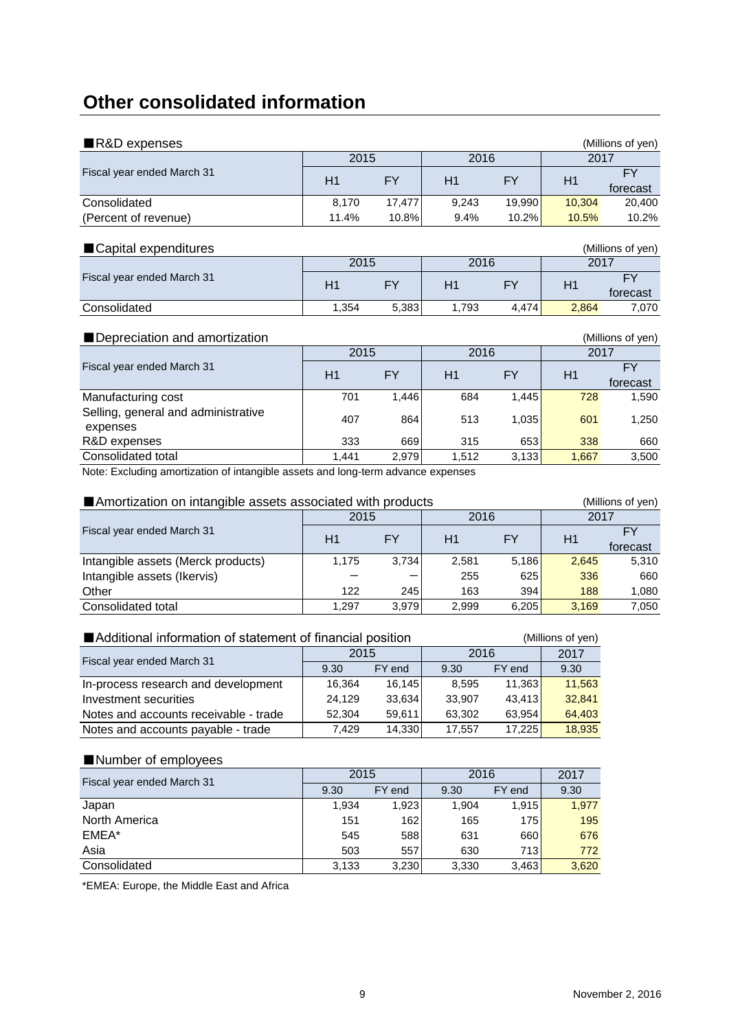# Other consolidated information

■R&D expenses (Millions of yen)

| Fiscal year ended March 31 | 2015 | | 2016 | | 2017 | |
|---|---|---|---|---|---|---|
| | H1 | FY | H1 | FY | H1 | FY forecast |
| Consolidated | 8,170 | 17,477 | 9,243 | 19,990 | 10,304 | 20,400 |
| (Percent of revenue) | 11.4% | 10.8% | 9.4% | 10.2% | 10.5% | 10.2% |

■Capital expenditures (Millions of yen)

| Fiscal year ended March 31 | 2015 | | 2016 | | 2017 | |
|---|---|---|---|---|---|---|
| | H1 | FY | H1 | FY | H1 | FY forecast |
| Consolidated | 1,354 | 5,383 | 1,793 | 4,474 | 2,864 | 7,070 |

■Depreciation and amortization (Millions of yen)

| Fiscal year ended March 31 | 2015 | | 2016 | | 2017 | |
|---|---|---|---|---|---|---|
| | H1 | FY | H1 | FY | H1 | FY forecast |
| Manufacturing cost | 701 | 1,446 | 684 | 1,445 | 728 | 1,590 |
| Selling, general and administrative expenses | 407 | 864 | 513 | 1,035 | 601 | 1,250 |
| R&D expenses | 333 | 669 | 315 | 653 | 338 | 660 |
| Consolidated total | 1,441 | 2,979 | 1,512 | 3,133 | 1,667 | 3,500 |

Note: Excluding amortization of intangible assets and long-term advance expenses

■Amortization on intangible assets associated with products (Millions of yen)

| Fiscal year ended March 31 | 2015 | | 2016 | | 2017 | |
|---|---|---|---|---|---|---|
| | H1 | FY | H1 | FY | H1 | FY forecast |
| Intangible assets (Merck products) | 1,175 | 3,734 | 2,581 | 5,186 | 2,645 | 5,310 |
| Intangible assets (Ikervis) | − | − | 255 | 625 | 336 | 660 |
| Other | 122 | 245 | 163 | 394 | 188 | 1,080 |
| Consolidated total | 1,297 | 3,979 | 2,999 | 6,205 | 3,169 | 7,050 |

■Additional information of statement of financial position (Millions of yen)

| Fiscal year ended March 31 | 2015 | | 2016 | | 2017 |
|---|---|---|---|---|---|
| | 9.30 | FY end | 9.30 | FY end | 9.30 |
| In-process research and development | 16,364 | 16,145 | 8,595 | 11,363 | 11,563 |
| Investment securities | 24,129 | 33,634 | 33,907 | 43,413 | 32,841 |
| Notes and accounts receivable - trade | 52,304 | 59,611 | 63,302 | 63,954 | 64,403 |
| Notes and accounts payable - trade | 7,429 | 14,330 | 17,557 | 17,225 | 18,935 |

■Number of employees

| Fiscal year ended March 31 | 2015 | | 2016 | | 2017 |
|---|---|---|---|---|---|
| | 9.30 | FY end | 9.30 | FY end | 9.30 |
| Japan | 1,934 | 1,923 | 1,904 | 1,915 | 1,977 |
| North America | 151 | 162 | 165 | 175 | 195 |
| EMEA* | 545 | 588 | 631 | 660 | 676 |
| Asia | 503 | 557 | 630 | 713 | 772 |
| Consolidated | 3,133 | 3,230 | 3,330 | 3,463 | 3,620 |

*EMEA: Europe, the Middle East and Africa

November 2, 2016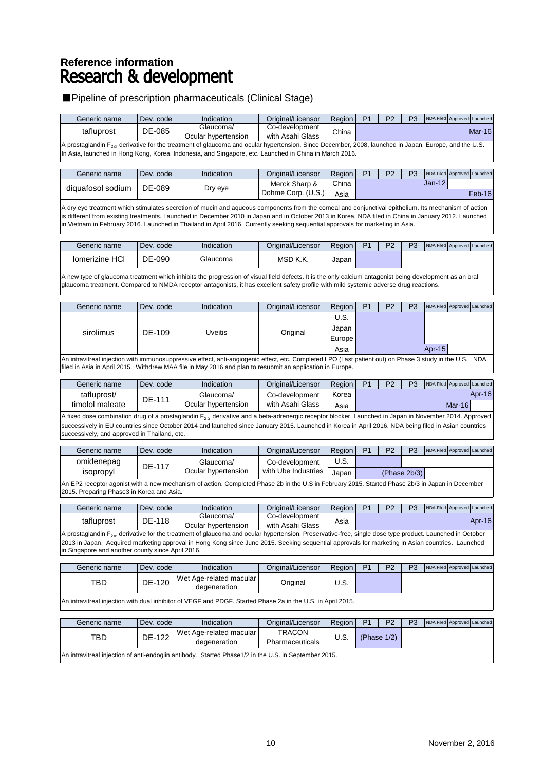## Reference information

# Research & development

### ■Pipeline of prescription pharmaceuticals (Clinical Stage)

| Generic name | Dev. code | Indication | Original/Licensor | Region | P1 | P2 | P3 | NDA Filed | Approved | Launched |
|---|---|---|---|---|---|---|---|---|---|---|
| tafluprost | DE-085 | Glaucoma/ Ocular hypertension | Co-development with Asahi Glass | China | | | | | | Mar-16 |

A prostaglandin $F_{2\alpha}$ derivative for the treatment of glaucoma and ocular hypertension. Since December, 2008, launched in Japan, Europe, and the U.S. In Asia, launched in Hong Kong, Korea, Indonesia, and Singapore, etc. Launched in China in March 2016.

| Generic name | Dev. code | Indication | Original/Licensor | Region | P1 | P2 | P3 | NDA Filed | Approved | Launched |
|---|---|---|---|---|---|---|---|---|---|---|
| diquafosol sodium | DE-089 | Dry eye | Merck Sharp & Dohme Corp. (U.S.) | China | | | | Jan-12 | | |
| | | | | Asia | | | | | | Feb-16 |

A dry eye treatment which stimulates secretion of mucin and aqueous components from the corneal and conjunctival epithelium. Its mechanism of action is different from existing treatments. Launched in December 2010 in Japan and in October 2013 in Korea. NDA filed in China in January 2012. Launched in Vietnam in February 2016. Launched in Thailand in April 2016. Currently seeking sequential approvals for marketing in Asia.

| Generic name | Dev. code | Indication | Original/Licensor | Region | P1 | P2 | P3 | NDA Filed | Approved | Launched |
|---|---|---|---|---|---|---|---|---|---|---|
| lomerizine HCl | DE-090 | Glaucoma | MSD K.K. | Japan | | | | | | |

A new type of glaucoma treatment which inhibits the progression of visual field defects. It is the only calcium antagonist being development as an oral glaucoma treatment. Compared to NMDA receptor antagonists, it has excellent safety profile with mild systemic adverse drug reactions.

| Generic name | Dev. code | Indication | Original/Licensor | Region | P1 | P2 | P3 | NDA Filed | Approved | Launched |
|---|---|---|---|---|---|---|---|---|---|---|
| sirolimus | DE-109 | Uveitis | Original | U.S. | | | | | | |
| | | | | Japan | | | | | | |
| | | | | Europe | | | | | | |
| | | | | Asia | | | | Apr-15 | | |

An intravitreal injection with immunosuppressive effect, anti-angiogenic effect, etc. Completed LPO (Last patient out) on Phase 3 study in the U.S. NDA filed in Asia in April 2015. Withdrew MAA file in May 2016 and plan to resubmit an application in Europe.

| Generic name | Dev. code | Indication | Original/Licensor | Region | P1 | P2 | P3 | NDA Filed | Approved | Launched |
|---|---|---|---|---|---|---|---|---|---|---|
| tafluprost/ timolol maleate | DE-111 | Glaucoma/ Ocular hypertension | Co-development with Asahi Glass | Korea | | | | | | Apr-16 |
| | | | | Asia | | | | | Mar-16 | |

A fixed dose combination drug of a prostaglandin $F_{2\alpha}$ derivative and a beta-adrenergic receptor blocker. Launched in Japan in November 2014. Approved successively in EU countries since October 2014 and launched since January 2015. Launched in Korea in April 2016. NDA being filed in Asian countries successively, and approved in Thailand, etc.

| Generic name | Dev. code | Indication | Original/Licensor | Region | P1 | P2 | P3 | NDA Filed | Approved | Launched |
|---|---|---|---|---|---|---|---|---|---|---|
| omidenepag isopropyl | DE-117 | Glaucoma/ Ocular hypertension | Co-development with Ube Industries | U.S. | | | | | | |
| | | | | Japan | | (Phase 2b/3) | | | | |

An EP2 receptor agonist with a new mechanism of action. Completed Phase 2b in the U.S in February 2015. Started Phase 2b/3 in Japan in December 2015. Preparing Phase3 in Korea and Asia.

| Generic name | Dev. code | Indication | Original/Licensor | Region | P1 | P2 | P3 | NDA Filed | Approved | Launched |
|---|---|---|---|---|---|---|---|---|---|---|
| tafluprost | DE-118 | Glaucoma/ Ocular hypertension | Co-development with Asahi Glass | Asia | | | | | | Apr-16 |

A prostaglandin $F_{2\alpha}$ derivative for the treatment of glaucoma and ocular hypertension. Preservative-free, single dose type product. Launched in October 2013 in Japan. Acquired marketing approval in Hong Kong since June 2015. Seeking sequential approvals for marketing in Asian countries. Launched in Singapore and another county since April 2016.

| Generic name | Dev. code | Indication | Original/Licensor | Region | P1 | P2 | P3 | NDA Filed | Approved | Launched |
|---|---|---|---|---|---|---|---|---|---|---|
| TBD | DE-120 | Wet Age-related macular degeneration | Original | U.S. | | | | | | |

An intravitreal injection with dual inhibitor of VEGF and PDGF. Started Phase 2a in the U.S. in April 2015.

| Generic name | Dev. code | Indication | Original/Licensor | Region | P1 | P2 | P3 | NDA Filed | Approved | Launched |
|---|---|---|---|---|---|---|---|---|---|---|
| TBD | DE-122 | Wet Age-related macular degeneration | TRACON Pharmaceuticals | U.S. | (Phase 1/2) | | | | | |

An intravitreal injection of anti-endoglin antibody. Started Phase1/2 in the U.S. in September 2015.

November 2, 2016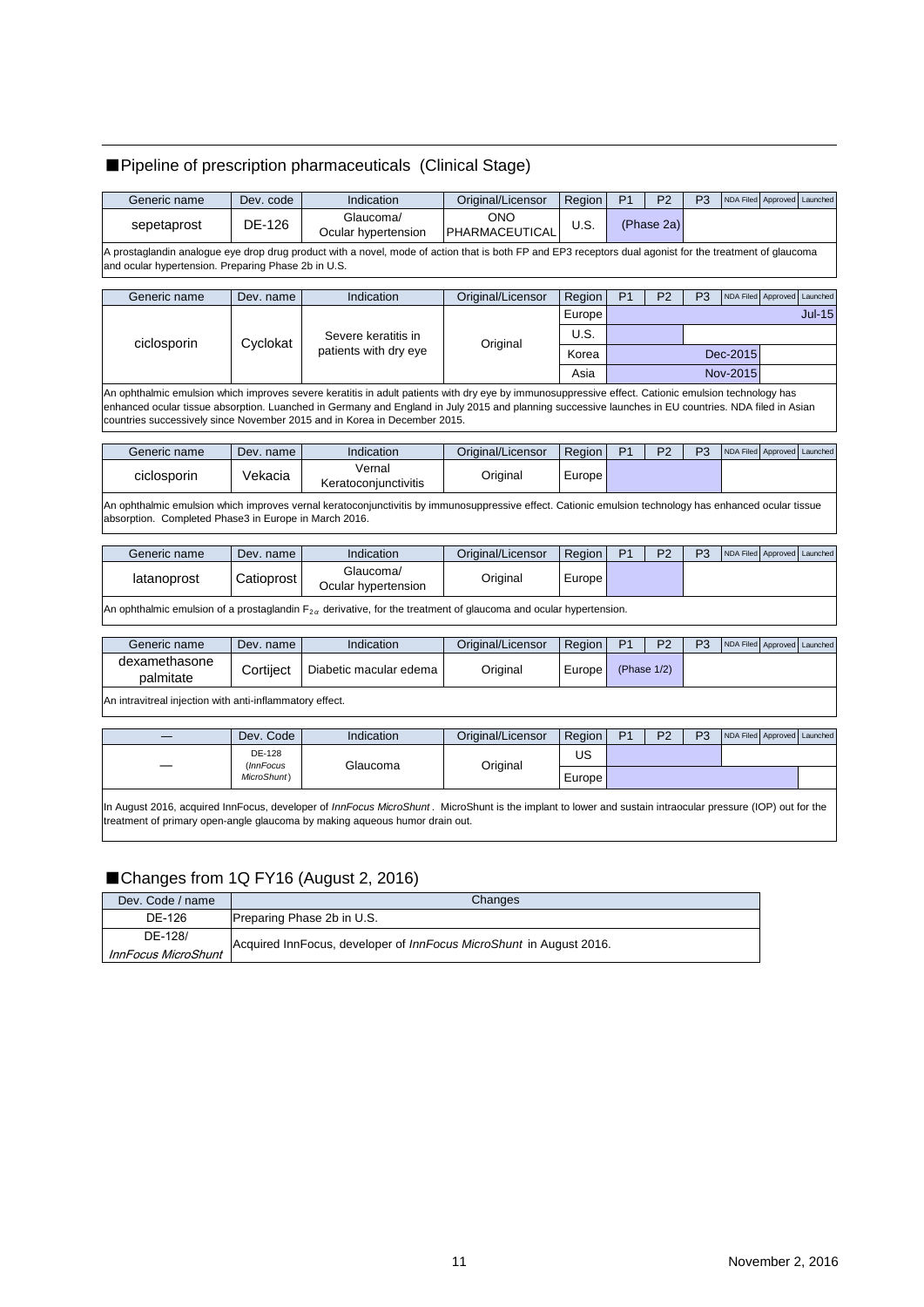## ■Pipeline of prescription pharmaceuticals (Clinical Stage)

| Generic name | Dev. code | Indication | Original/Licensor | Region | P1 | P2 | P3 | NDA Filed | Approved | Launched |
|---|---|---|---|---|---|---|---|---|---|---|
| sepetaprost | DE-126 | Glaucoma/ Ocular hypertension | ONO PHARMACEUTICAL | U.S. | (Phase 2a) | | | | | |

A prostaglandin analogue eye drop drug product with a novel, mode of action that is both FP and EP3 receptors dual agonist for the treatment of glaucoma and ocular hypertension. Preparing Phase 2b in U.S.

| Generic name | Dev. name | Indication | Original/Licensor | Region | P1 | P2 | P3 | NDA Filed | Approved | Launched |
|---|---|---|---|---|---|---|---|---|---|---|
| ciclosporin | Cyclokat | Severe keratitis in patients with dry eye | Original | Europe | | | | | | Jul-15 |
| | | | | U.S. | | | | | | |
| | | | | Korea | | | | Dec-2015 | | |
| | | | | Asia | | | | Nov-2015 | | |

An ophthalmic emulsion which improves severe keratitis in adult patients with dry eye by immunosuppressive effect. Cationic emulsion technology has enhanced ocular tissue absorption. Luanched in Germany and England in July 2015 and planning successive launches in EU countries. NDA filed in Asian countries successively since November 2015 and in Korea in December 2015.

| Generic name | Dev. name | Indication | Original/Licensor | Region | P1 | P2 | P3 | NDA Filed | Approved | Launched |
|---|---|---|---|---|---|---|---|---|---|---|
| ciclosporin | Vekacia | Vernal Keratoconjunctivitis | Original | Europe | | | | | | |

An ophthalmic emulsion which improves vernal keratoconjunctivitis by immunosuppressive effect. Cationic emulsion technology has enhanced ocular tissue absorption. Completed Phase3 in Europe in March 2016.

| Generic name | Dev. name | Indication | Original/Licensor | Region | P1 | P2 | P3 | NDA Filed | Approved | Launched |
|---|---|---|---|---|---|---|---|---|---|---|
| latanoprost | Catioprost | Glaucoma/ Ocular hypertension | Original | Europe | | | | | | |

An ophthalmic emulsion of a prostaglandin $F_{2\alpha}$ derivative, for the treatment of glaucoma and ocular hypertension.

| Generic name | Dev. name | Indication | Original/Licensor | Region | P1 | P2 | P3 | NDA Filed | Approved | Launched |
|---|---|---|---|---|---|---|---|---|---|---|
| dexamethasone palmitate | Cortiject | Diabetic macular edema | Original | Europe | (Phase 1/2) | | | | | |

An intravitreal injection with anti-inflammatory effect.

| — | Dev. Code | Indication | Original/Licensor | Region | P1 | P2 | P3 | NDA Filed | Approved | Launched |
|---|---|---|---|---|---|---|---|---|---|---|
| — | DE-128 (*InnFocus MicroShunt*) | Glaucoma | Original | US | | | | | | |
| | | | | Europe | | | | | | |

In August 2016, acquired InnFocus, developer of *InnFocus MicroShunt*. MicroShunt is the implant to lower and sustain intraocular pressure (IOP) out for the treatment of primary open-angle glaucoma by making aqueous humor drain out.

## ■Changes from 1Q FY16 (August 2, 2016)

| Dev. Code / name | Changes |
|---|---|
| DE-126 | Preparing Phase 2b in U.S. |
| DE-128/ *InnFocus MicroShunt* | Acquired InnFocus, developer of *InnFocus MicroShunt* in August 2016. |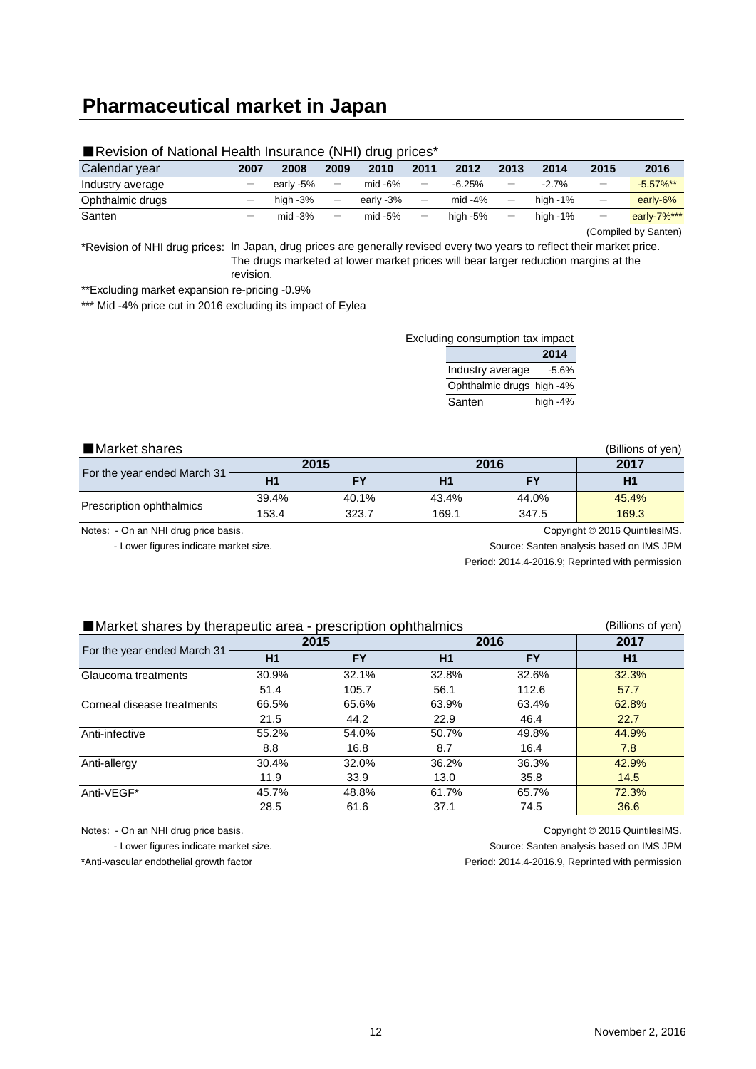# Pharmaceutical market in Japan

■Revision of National Health Insurance (NHI) drug prices*

| Calendar year | 2007 | 2008 | 2009 | 2010 | 2011 | 2012 | 2013 | 2014 | 2015 | 2016 |
|---|---|---|---|---|---|---|---|---|---|---|
| Industry average | ー | early -5% | ー | mid -6% | ー | -6.25% | ー | -2.7% | ー | -5.57%** |
| Ophthalmic drugs | ー | high -3% | ー | early -3% | ー | mid -4% | ー | high -1% | ー | early-6% |
| Santen | ー | mid -3% | ー | mid -5% | ー | high -5% | ー | high -1% | ー | early-7%*** |

(Compiled by Santen)

*Revision of NHI drug prices: In Japan, drug prices are generally revised every two years to reflect their market price. The drugs marketed at lower market prices will bear larger reduction margins at the revision.

**Excluding market expansion re-pricing -0.9%

*** Mid -4% price cut in 2016 excluding its impact of Eylea

Excluding consumption tax impact

| | 2014 |
|---|---|
| Industry average | -5.6% |
| Ophthalmic drugs | high -4% |
| Santen | high -4% |

■Market shares (Billions of yen)

| For the year ended March 31 | 2015 | | 2016 | | 2017 |
|---|---|---|---|---|---|
| | H1 | FY | H1 | FY | H1 |
| Prescription ophthalmics | 39.4% | 40.1% | 43.4% | 44.0% | 45.4% |
| | 153.4 | 323.7 | 169.1 | 347.5 | 169.3 |

Notes: - On an NHI drug price basis.
- Lower figures indicate market size.

Copyright © 2016 QuintilesIMS.
Source: Santen analysis based on IMS JPM
Period: 2014.4-2016.9; Reprinted with permission

■Market shares by therapeutic area - prescription ophthalmics (Billions of yen)

| For the year ended March 31 | 2015 | | 2016 | | 2017 |
|---|---|---|---|---|---|
| | H1 | FY | H1 | FY | H1 |
| Glaucoma treatments | 30.9% | 32.1% | 32.8% | 32.6% | 32.3% |
| | 51.4 | 105.7 | 56.1 | 112.6 | 57.7 |
| Corneal disease treatments | 66.5% | 65.6% | 63.9% | 63.4% | 62.8% |
| | 21.5 | 44.2 | 22.9 | 46.4 | 22.7 |
| Anti-infective | 55.2% | 54.0% | 50.7% | 49.8% | 44.9% |
| | 8.8 | 16.8 | 8.7 | 16.4 | 7.8 |
| Anti-allergy | 30.4% | 32.0% | 36.2% | 36.3% | 42.9% |
| | 11.9 | 33.9 | 13.0 | 35.8 | 14.5 |
| Anti-VEGF* | 45.7% | 48.8% | 61.7% | 65.7% | 72.3% |
| | 28.5 | 61.6 | 37.1 | 74.5 | 36.6 |

Notes: - On an NHI drug price basis.
- Lower figures indicate market size.

*Anti-vascular endothelial growth factor

Copyright © 2016 QuintilesIMS.
Source: Santen analysis based on IMS JPM
Period: 2014.4-2016.9, Reprinted with permission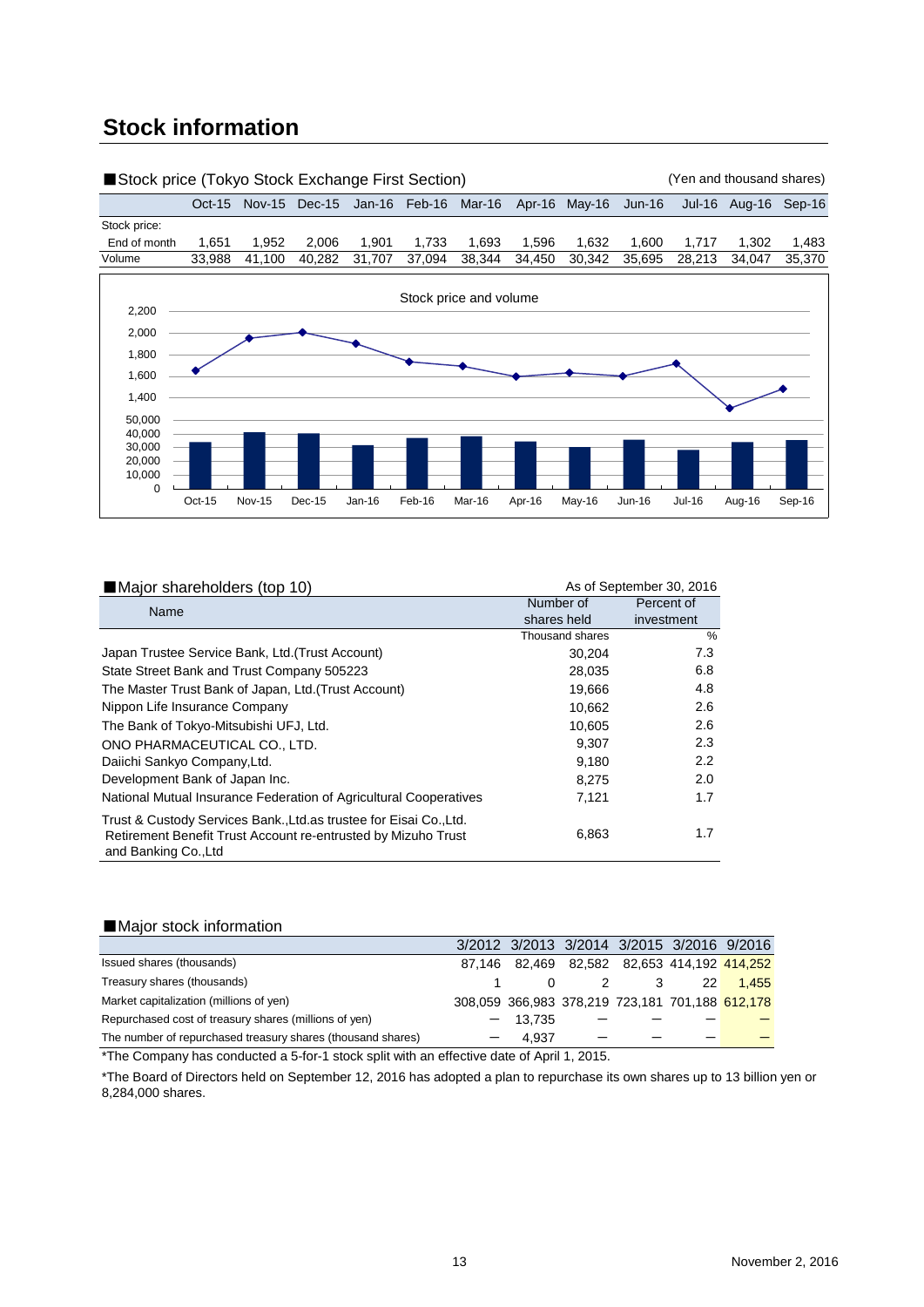# Stock information

■Stock price (Tokyo Stock Exchange First Section) (Yen and thousand shares)

| | Oct-15 | Nov-15 | Dec-15 | Jan-16 | Feb-16 | Mar-16 | Apr-16 | May-16 | Jun-16 | Jul-16 | Aug-16 | Sep-16 |
|---|---|---|---|---|---|---|---|---|---|---|---|---|
| Stock price: | | | | | | | | | | | | |
| End of month | 1,651 | 1,952 | 2,006 | 1,901 | 1,733 | 1,693 | 1,596 | 1,632 | 1,600 | 1,717 | 1,302 | 1,483 |
| Volume | 33,988 | 41,100 | 40,282 | 31,707 | 37,094 | 38,344 | 34,450 | 30,342 | 35,695 | 28,213 | 34,047 | 35,370 |

Stock price and volume

■Major shareholders (top 10) As of September 30, 2016

| Name | Number of shares held | Percent of investment |
|---|---|---|
| | Thousand shares | % |
| Japan Trustee Service Bank, Ltd.(Trust Account) | 30,204 | 7.3 |
| State Street Bank and Trust Company 505223 | 28,035 | 6.8 |
| The Master Trust Bank of Japan, Ltd.(Trust Account) | 19,666 | 4.8 |
| Nippon Life Insurance Company | 10,662 | 2.6 |
| The Bank of Tokyo-Mitsubishi UFJ, Ltd. | 10,605 | 2.6 |
| ONO PHARMACEUTICAL CO., LTD. | 9,307 | 2.3 |
| Daiichi Sankyo Company,Ltd. | 9,180 | 2.2 |
| Development Bank of Japan Inc. | 8,275 | 2.0 |
| National Mutual Insurance Federation of Agricultural Cooperatives | 7,121 | 1.7 |
| Trust & Custody Services Bank.,Ltd.as trustee for Eisai Co.,Ltd. Retirement Benefit Trust Account re-entrusted by Mizuho Trust and Banking Co.,Ltd | 6,863 | 1.7 |

■Major stock information

| | 3/2012 | 3/2013 | 3/2014 | 3/2015 | 3/2016 | 9/2016 |
|---|---|---|---|---|---|---|
| Issued shares (thousands) | 87,146 | 82,469 | 82,582 | 82,653 | 414,192 | 414,252 |
| Treasury shares (thousands) | 1 | 0 | 2 | 3 | 22 | 1,455 |
| Market capitalization (millions of yen) | 308,059 | 366,983 | 378,219 | 723,181 | 701,188 | 612,178 |
| Repurchased cost of treasury shares (millions of yen) | － | 13,735 | － | － | － | － |
| The number of repurchased treasury shares (thousand shares) | － | 4,937 | － | － | － | － |

*The Company has conducted a 5-for-1 stock split with an effective date of April 1, 2015.

*The Board of Directors held on September 12, 2016 has adopted a plan to repurchase its own shares up to 13 billion yen or 8,284,000 shares.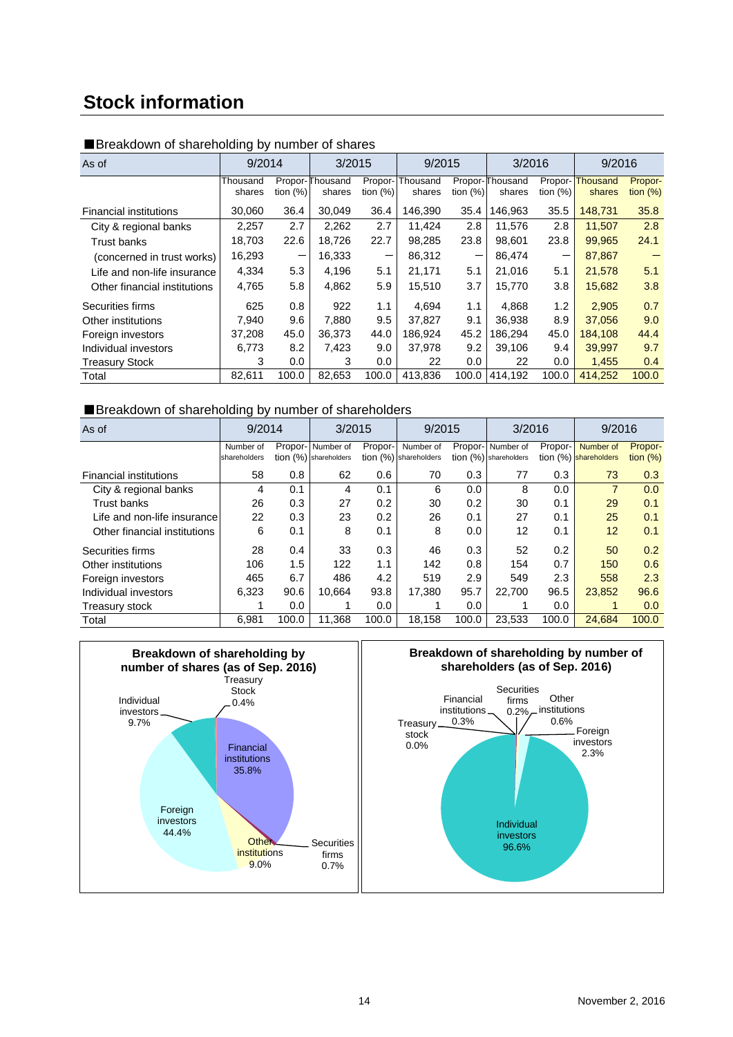# Stock information

■Breakdown of shareholding by number of shares

| As of | 9/2014 | | 3/2015 | | 9/2015 | | 3/2016 | | 9/2016 | |
|---|---|---|---|---|---|---|---|---|---|---|
| | Thousand shares | Proportion (%) | Thousand shares | Proportion (%) | Thousand shares | Proportion (%) | Thousand shares | Proportion (%) | Thousand shares | Proportion (%) |
| Financial institutions | 30,060 | 36.4 | 30,049 | 36.4 | 146,390 | 35.4 | 146,963 | 35.5 | 148,731 | 35.8 |
| City & regional banks | 2,257 | 2.7 | 2,262 | 2.7 | 11,424 | 2.8 | 11,576 | 2.8 | 11,507 | 2.8 |
| Trust banks | 18,703 | 22.6 | 18,726 | 22.7 | 98,285 | 23.8 | 98,601 | 23.8 | 99,965 | 24.1 |
| (concerned in trust works) | 16,293 | ― | 16,333 | ― | 86,312 | ― | 86,474 | ― | 87,867 | ― |
| Life and non-life insurance | 4,334 | 5.3 | 4,196 | 5.1 | 21,171 | 5.1 | 21,016 | 5.1 | 21,578 | 5.1 |
| Other financial institutions | 4,765 | 5.8 | 4,862 | 5.9 | 15,510 | 3.7 | 15,770 | 3.8 | 15,682 | 3.8 |
| Securities firms | 625 | 0.8 | 922 | 1.1 | 4,694 | 1.1 | 4,868 | 1.2 | 2,905 | 0.7 |
| Other institutions | 7,940 | 9.6 | 7,880 | 9.5 | 37,827 | 9.1 | 36,938 | 8.9 | 37,056 | 9.0 |
| Foreign investors | 37,208 | 45.0 | 36,373 | 44.0 | 186,924 | 45.2 | 186,294 | 45.0 | 184,108 | 44.4 |
| Individual investors | 6,773 | 8.2 | 7,423 | 9.0 | 37,978 | 9.2 | 39,106 | 9.4 | 39,997 | 9.7 |
| Treasury Stock | 3 | 0.0 | 3 | 0.0 | 22 | 0.0 | 22 | 0.0 | 1,455 | 0.4 |
| Total | 82,611 | 100.0 | 82,653 | 100.0 | 413,836 | 100.0 | 414,192 | 100.0 | 414,252 | 100.0 |

■Breakdown of shareholding by number of shareholders

| As of | 9/2014 | | 3/2015 | | 9/2015 | | 3/2016 | | 9/2016 | |
|---|---|---|---|---|---|---|---|---|---|---|
| | Number of shareholders | Proportion (%) | Number of shareholders | Proportion (%) | Number of shareholders | Proportion (%) | Number of shareholders | Proportion (%) | Number of shareholders | Proportion (%) |
| Financial institutions | 58 | 0.8 | 62 | 0.6 | 70 | 0.3 | 77 | 0.3 | 73 | 0.3 |
| City & regional banks | 4 | 0.1 | 4 | 0.1 | 6 | 0.0 | 8 | 0.0 | 7 | 0.0 |
| Trust banks | 26 | 0.3 | 27 | 0.2 | 30 | 0.2 | 30 | 0.1 | 29 | 0.1 |
| Life and non-life insurance | 22 | 0.3 | 23 | 0.2 | 26 | 0.1 | 27 | 0.1 | 25 | 0.1 |
| Other financial institutions | 6 | 0.1 | 8 | 0.1 | 8 | 0.0 | 12 | 0.1 | 12 | 0.1 |
| Securities firms | 28 | 0.4 | 33 | 0.3 | 46 | 0.3 | 52 | 0.2 | 50 | 0.2 |
| Other institutions | 106 | 1.5 | 122 | 1.1 | 142 | 0.8 | 154 | 0.7 | 150 | 0.6 |
| Foreign investors | 465 | 6.7 | 486 | 4.2 | 519 | 2.9 | 549 | 2.3 | 558 | 2.3 |
| Individual investors | 6,323 | 90.6 | 10,664 | 93.8 | 17,380 | 95.7 | 22,700 | 96.5 | 23,852 | 96.6 |
| Treasury stock | 1 | 0.0 | 1 | 0.0 | 1 | 0.0 | 1 | 0.0 | 1 | 0.0 |
| Total | 6,981 | 100.0 | 11,368 | 100.0 | 18,158 | 100.0 | 23,533 | 100.0 | 24,684 | 100.0 |

**Breakdown of shareholding by number of shares (as of Sep. 2016)**

Financial institutions 35.8%, Securities firms 0.7%, Other institutions 9.0%, Foreign investors 44.4%, Individual investors 9.7%, Treasury Stock 0.4%

**Breakdown of shareholding by number of shareholders (as of Sep. 2016)**

Individual investors 96.6%, Foreign investors 2.3%, Other institutions 0.6%, Securities firms 0.2%, Financial institutions 0.3%, Treasury stock 0.0%

November 2, 2016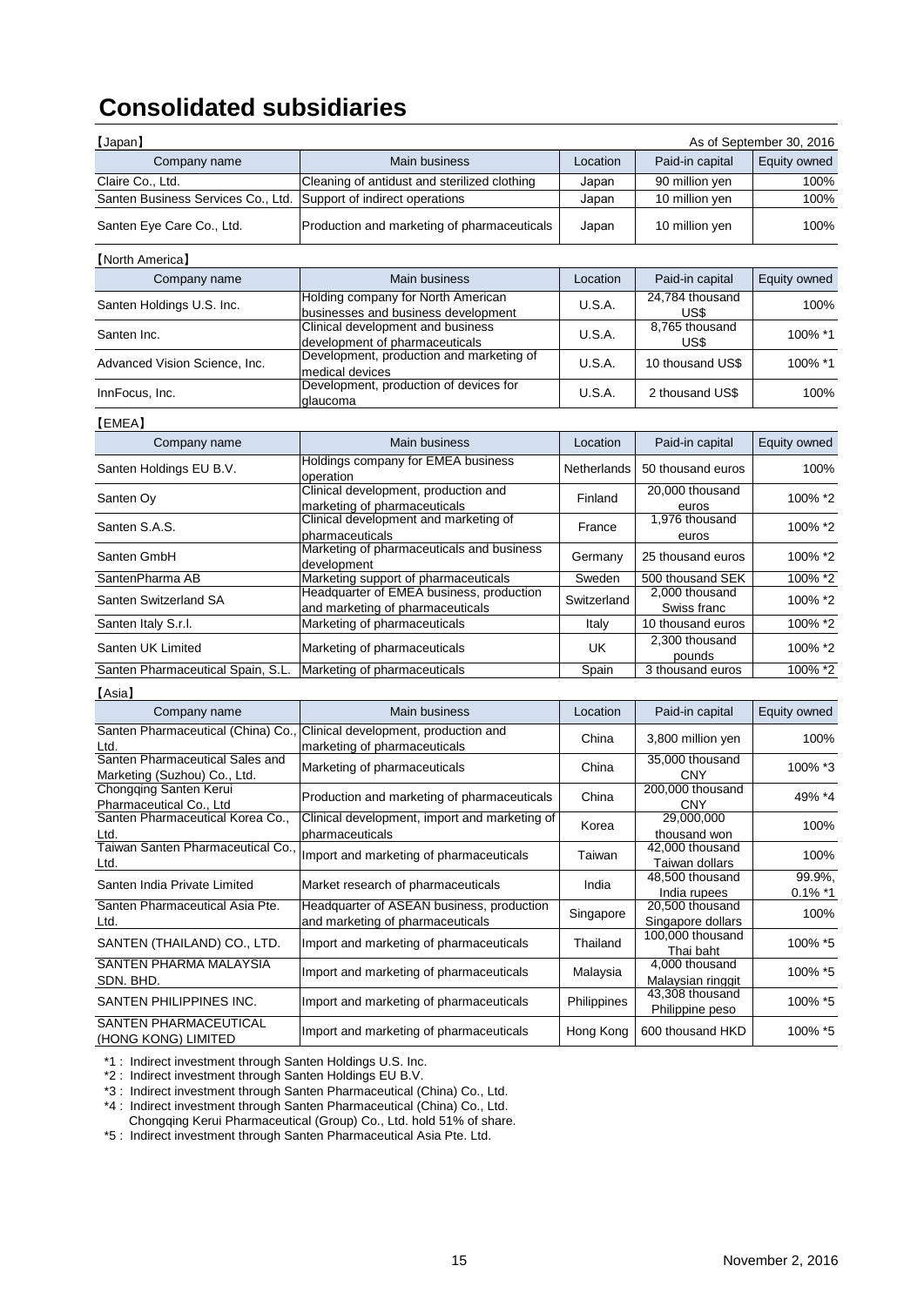# Consolidated subsidiaries

【Japan】

As of September 30, 2016

| Company name | Main business | Location | Paid-in capital | Equity owned |
|---|---|---|---|---|
| Claire Co., Ltd. | Cleaning of antidust and sterilized clothing | Japan | 90 million yen | 100% |
| Santen Business Services Co., Ltd. | Support of indirect operations | Japan | 10 million yen | 100% |
| Santen Eye Care Co., Ltd. | Production and marketing of pharmaceuticals | Japan | 10 million yen | 100% |

【North America】

| Company name | Main business | Location | Paid-in capital | Equity owned |
|---|---|---|---|---|
| Santen Holdings U.S. Inc. | Holding company for North American businesses and business development | U.S.A. | 24,784 thousand US$ | 100% |
| Santen Inc. | Clinical development and business development of pharmaceuticals | U.S.A. | 8,765 thousand US$ | 100% *1 |
| Advanced Vision Science, Inc. | Development, production and marketing of medical devices | U.S.A. | 10 thousand US$ | 100% *1 |
| InnFocus, Inc. | Development, production of devices for glaucoma | U.S.A. | 2 thousand US$ | 100% |

【EMEA】

| Company name | Main business | Location | Paid-in capital | Equity owned |
|---|---|---|---|---|
| Santen Holdings EU B.V. | Holdings company for EMEA business operation | Netherlands | 50 thousand euros | 100% |
| Santen Oy | Clinical development, production and marketing of pharmaceuticals | Finland | 20,000 thousand euros | 100% *2 |
| Santen S.A.S. | Clinical development and marketing of pharmaceuticals | France | 1,976 thousand euros | 100% *2 |
| Santen GmbH | Marketing of pharmaceuticals and business development | Germany | 25 thousand euros | 100% *2 |
| SantenPharma AB | Marketing support of pharmaceuticals | Sweden | 500 thousand SEK | 100% *2 |
| Santen Switzerland SA | Headquarter of EMEA business, production and marketing of pharmaceuticals | Switzerland | 2,000 thousand Swiss franc | 100% *2 |
| Santen Italy S.r.l. | Marketing of pharmaceuticals | Italy | 10 thousand euros | 100% *2 |
| Santen UK Limited | Marketing of pharmaceuticals | UK | 2,300 thousand pounds | 100% *2 |
| Santen Pharmaceutical Spain, S.L. | Marketing of pharmaceuticals | Spain | 3 thousand euros | 100% *2 |

【Asia】

| Company name | Main business | Location | Paid-in capital | Equity owned |
|---|---|---|---|---|
| Santen Pharmaceutical (China) Co., Ltd. | Clinical development, production and marketing of pharmaceuticals | China | 3,800 million yen | 100% |
| Santen Pharmaceutical Sales and Marketing (Suzhou) Co., Ltd. | Marketing of pharmaceuticals | China | 35,000 thousand CNY | 100% *3 |
| Chongqing Santen Kerui Pharmaceutical Co., Ltd | Production and marketing of pharmaceuticals | China | 200,000 thousand CNY | 49% *4 |
| Santen Pharmaceutical Korea Co., Ltd. | Clinical development, import and marketing of pharmaceuticals | Korea | 29,000,000 thousand won | 100% |
| Taiwan Santen Pharmaceutical Co., Ltd. | Import and marketing of pharmaceuticals | Taiwan | 42,000 thousand Taiwan dollars | 100% |
| Santen India Private Limited | Market research of pharmaceuticals | India | 48,500 thousand India rupees | 99.9%, 0.1% *1 |
| Santen Pharmaceutical Asia Pte. Ltd. | Headquarter of ASEAN business, production and marketing of pharmaceuticals | Singapore | 20,500 thousand Singapore dollars | 100% |
| SANTEN (THAILAND) CO., LTD. | Import and marketing of pharmaceuticals | Thailand | 100,000 thousand Thai baht | 100% *5 |
| SANTEN PHARMA MALAYSIA SDN. BHD. | Import and marketing of pharmaceuticals | Malaysia | 4,000 thousand Malaysian ringgit | 100% *5 |
| SANTEN PHILIPPINES INC. | Import and marketing of pharmaceuticals | Philippines | 43,308 thousand Philippine peso | 100% *5 |
| SANTEN PHARMACEUTICAL (HONG KONG) LIMITED | Import and marketing of pharmaceuticals | Hong Kong | 600 thousand HKD | 100% *5 |

*1 : Indirect investment through Santen Holdings U.S. Inc.
*2 : Indirect investment through Santen Holdings EU B.V.
*3 : Indirect investment through Santen Pharmaceutical (China) Co., Ltd.
*4 : Indirect investment through Santen Pharmaceutical (China) Co., Ltd.
Chongqing Kerui Pharmaceutical (Group) Co., Ltd. hold 51% of share.
*5 : Indirect investment through Santen Pharmaceutical Asia Pte. Ltd.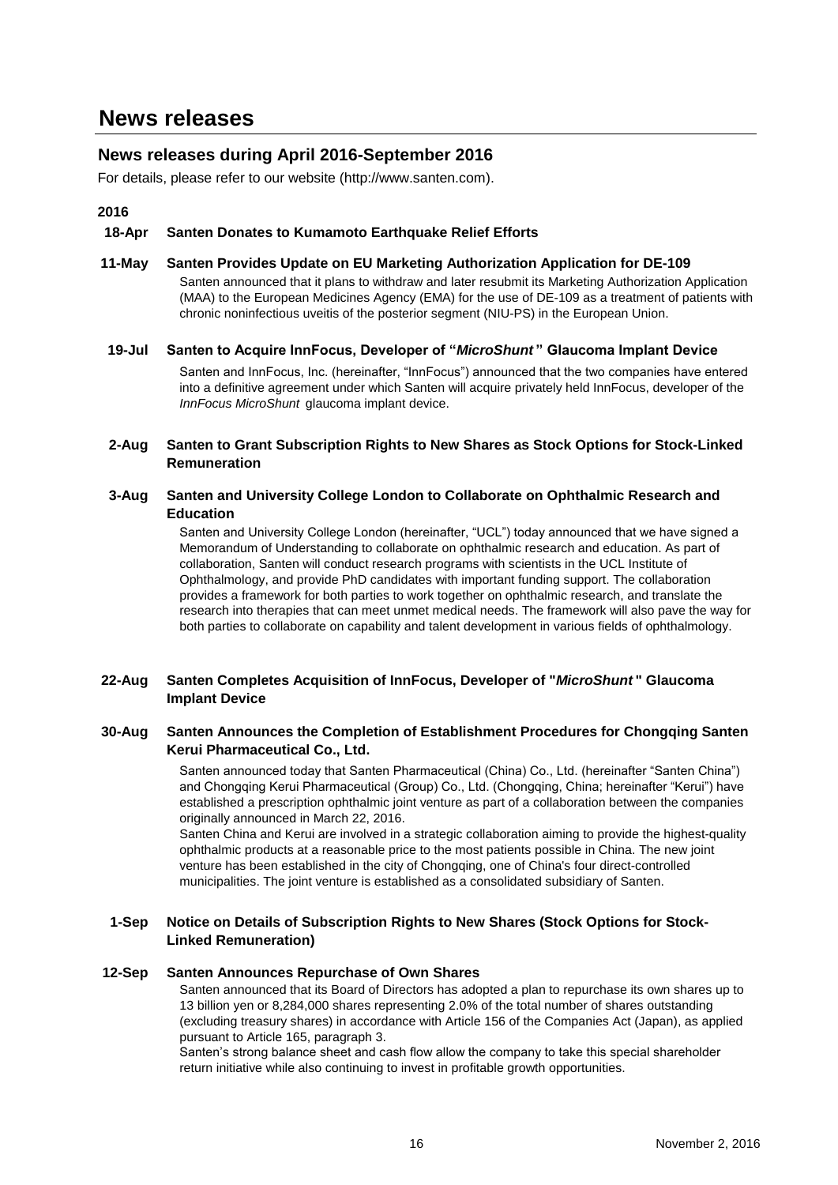# News releases

## News releases during April 2016-September 2016

For details, please refer to our website (http://www.santen.com).

**2016**

**18-Apr Santen Donates to Kumamoto Earthquake Relief Efforts**

**11-May Santen Provides Update on EU Marketing Authorization Application for DE-109**

Santen announced that it plans to withdraw and later resubmit its Marketing Authorization Application (MAA) to the European Medicines Agency (EMA) for the use of DE-109 as a treatment of patients with chronic noninfectious uveitis of the posterior segment (NIU-PS) in the European Union.

**19-Jul Santen to Acquire InnFocus, Developer of "*MicroShunt*" Glaucoma Implant Device**

Santen and InnFocus, Inc. (hereinafter, "InnFocus") announced that the two companies have entered into a definitive agreement under which Santen will acquire privately held InnFocus, developer of the *InnFocus MicroShunt* glaucoma implant device.

**2-Aug Santen to Grant Subscription Rights to New Shares as Stock Options for Stock-Linked Remuneration**

**3-Aug Santen and University College London to Collaborate on Ophthalmic Research and Education**

Santen and University College London (hereinafter, "UCL") today announced that we have signed a Memorandum of Understanding to collaborate on ophthalmic research and education. As part of collaboration, Santen will conduct research programs with scientists in the UCL Institute of Ophthalmology, and provide PhD candidates with important funding support. The collaboration provides a framework for both parties to work together on ophthalmic research, and translate the research into therapies that can meet unmet medical needs. The framework will also pave the way for both parties to collaborate on capability and talent development in various fields of ophthalmology.

**22-Aug Santen Completes Acquisition of InnFocus, Developer of "*MicroShunt*" Glaucoma Implant Device**

**30-Aug Santen Announces the Completion of Establishment Procedures for Chongqing Santen Kerui Pharmaceutical Co., Ltd.**

Santen announced today that Santen Pharmaceutical (China) Co., Ltd. (hereinafter "Santen China") and Chongqing Kerui Pharmaceutical (Group) Co., Ltd. (Chongqing, China; hereinafter "Kerui") have established a prescription ophthalmic joint venture as part of a collaboration between the companies originally announced in March 22, 2016.

Santen China and Kerui are involved in a strategic collaboration aiming to provide the highest-quality ophthalmic products at a reasonable price to the most patients possible in China. The new joint venture has been established in the city of Chongqing, one of China's four direct-controlled municipalities. The joint venture is established as a consolidated subsidiary of Santen.

**1-Sep Notice on Details of Subscription Rights to New Shares (Stock Options for Stock-Linked Remuneration)**

**12-Sep Santen Announces Repurchase of Own Shares**

Santen announced that its Board of Directors has adopted a plan to repurchase its own shares up to 13 billion yen or 8,284,000 shares representing 2.0% of the total number of shares outstanding (excluding treasury shares) in accordance with Article 156 of the Companies Act (Japan), as applied pursuant to Article 165, paragraph 3.

Santen's strong balance sheet and cash flow allow the company to take this special shareholder return initiative while also continuing to invest in profitable growth opportunities.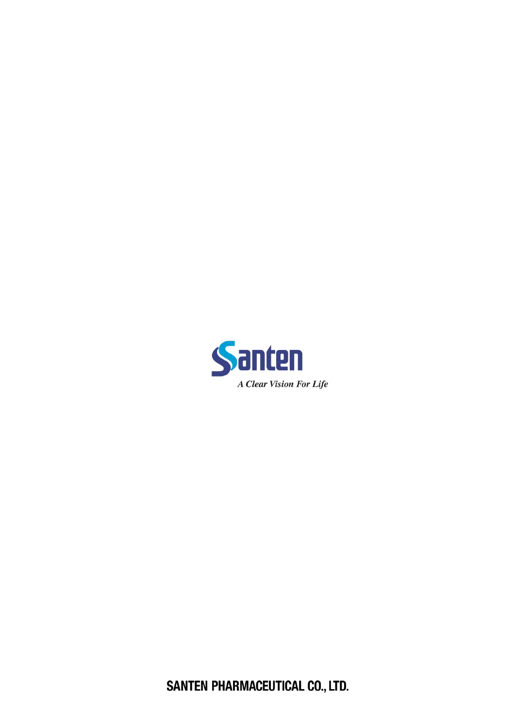Santen

*A Clear Vision For Life*

**SANTEN PHARMACEUTICAL CO., LTD.**